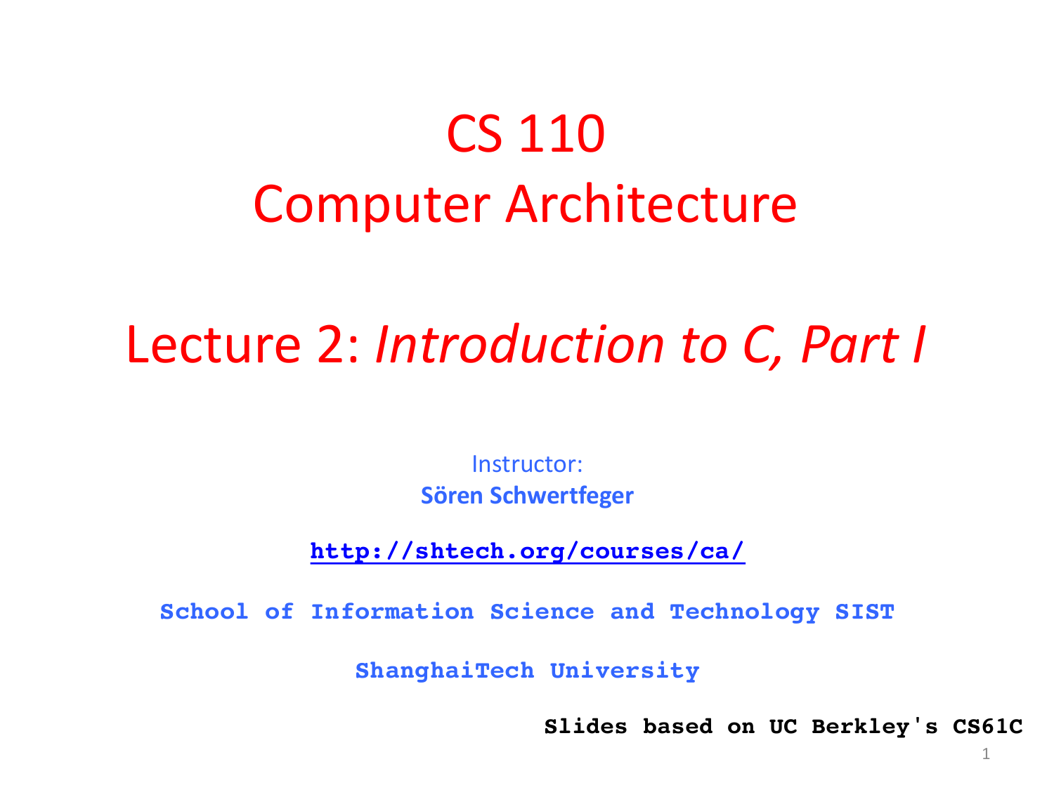# CS 110
# Computer Architecture

## Lecture 2: *Introduction to C, Part I*

Instructor:
**Sören Schwertfeger**

**http://shtech.org/courses/ca/**

**School of Information Science and Technology SIST**

**ShanghaiTech University**

**Slides based on UC Berkley's CS61C**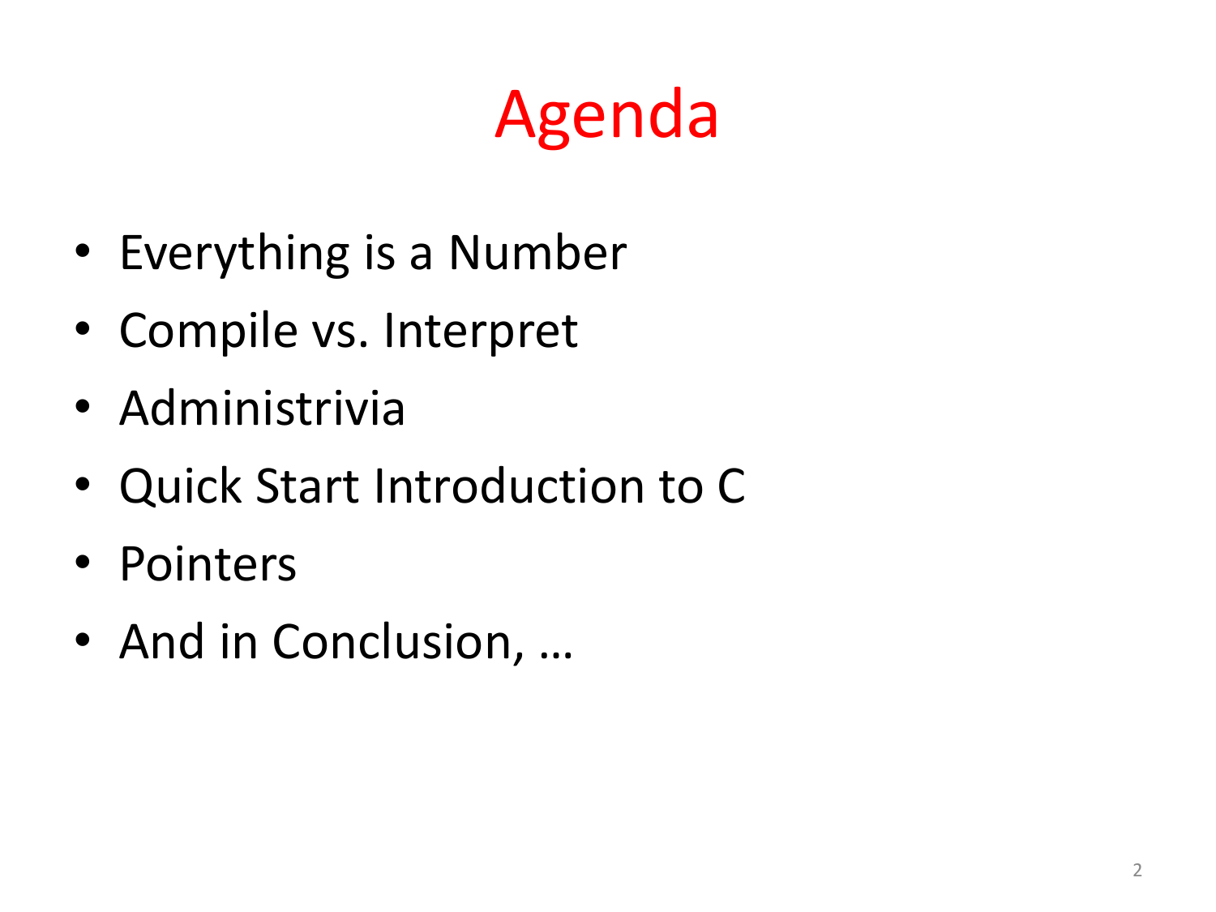# Agenda

- Everything is a Number
- Compile vs. Interpret
- Administrivia
- Quick Start Introduction to C
- Pointers
- And in Conclusion, …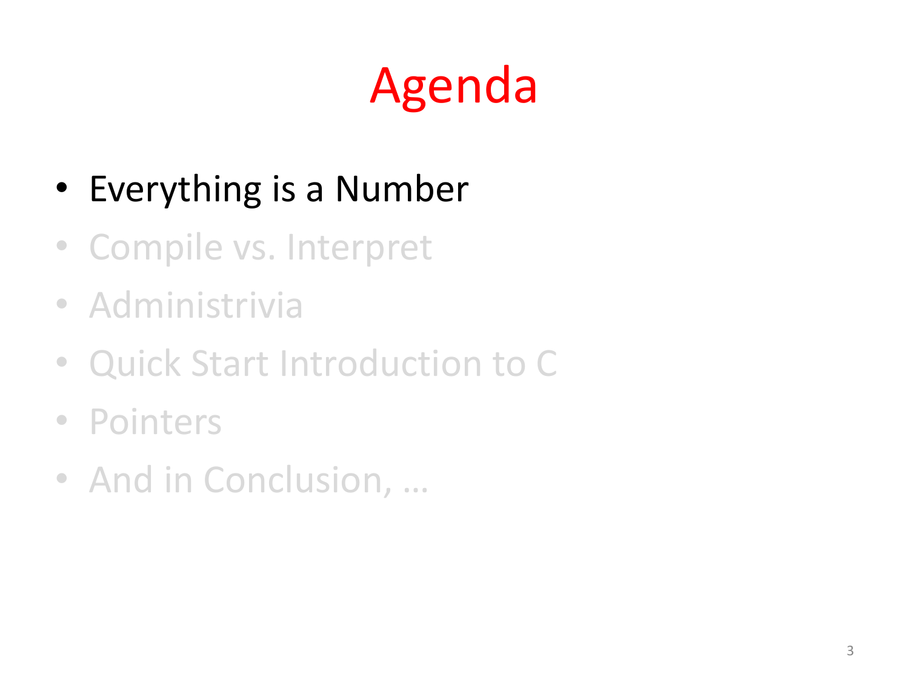# Agenda

- Everything is a Number
- Compile vs. Interpret
- Administrivia
- Quick Start Introduction to C
- Pointers
- And in Conclusion, …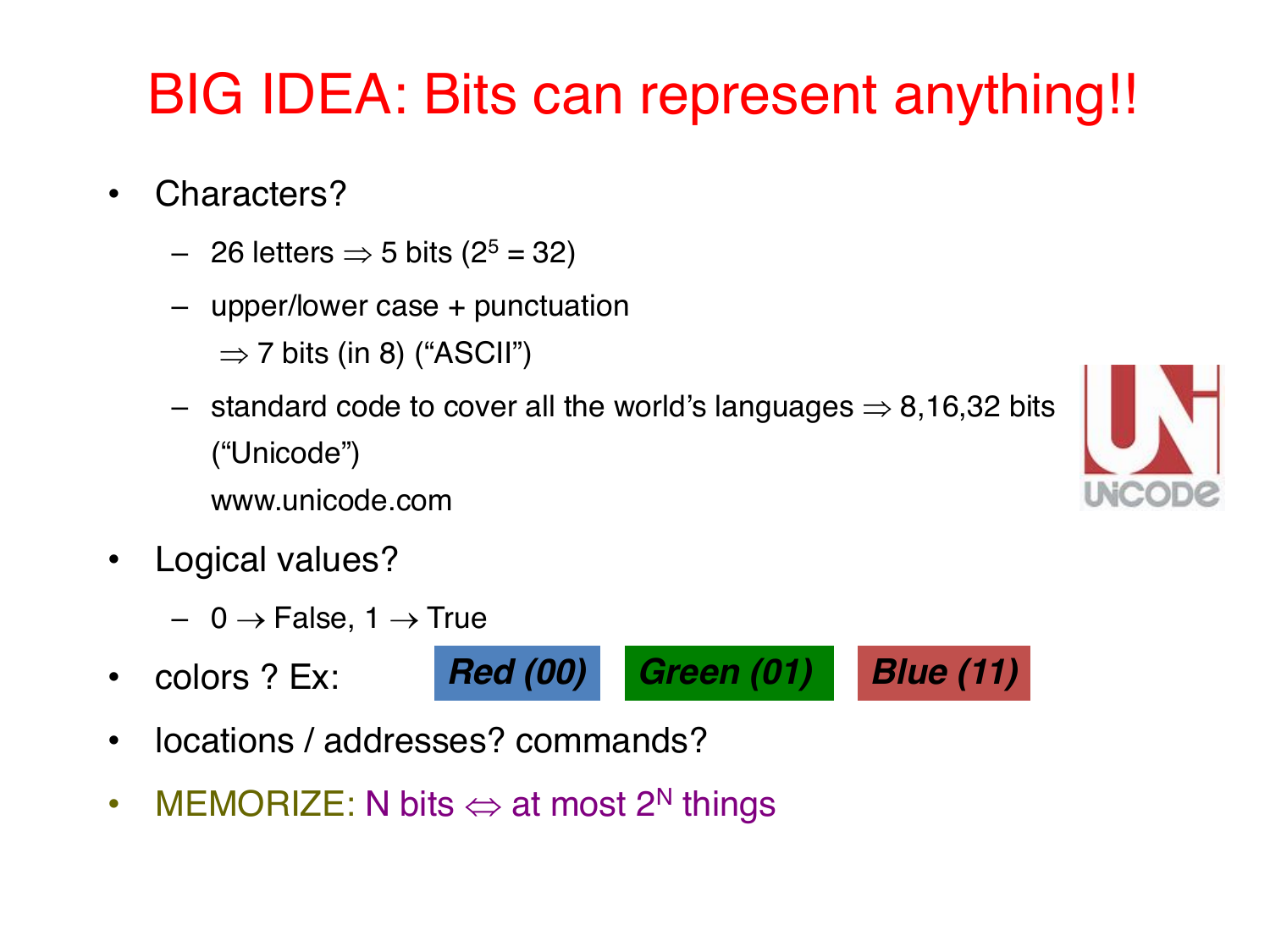# BIG IDEA: Bits can represent anything!!

- Characters?
  - 26 letters $\Rightarrow$ 5 bits ($2^5 = 32$)
  - upper/lower case + punctuation
    $\Rightarrow$ 7 bits (in 8) ("ASCII")
  - standard code to cover all the world's languages $\Rightarrow$ 8,16,32 bits ("Unicode")
    www.unicode.com
- Logical values?
  - 0 $\rightarrow$ False, 1 $\rightarrow$ True
- colors ? Ex: ***Red (00)*** ***Green (01)*** ***Blue (11)***
- locations / addresses? commands?
- MEMORIZE: N bits $\Leftrightarrow$ at most $2^N$ things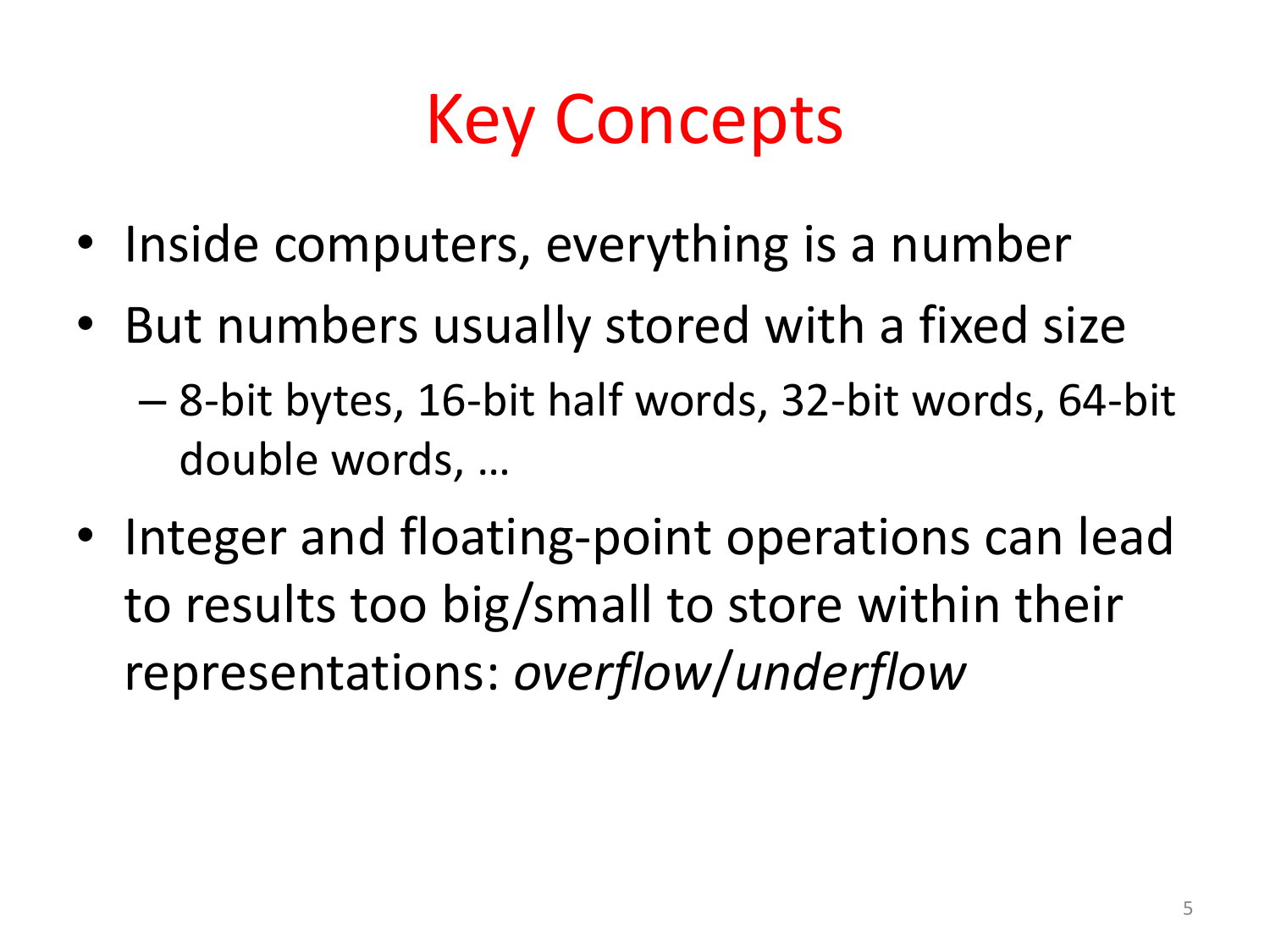# Key Concepts

- Inside computers, everything is a number
- But numbers usually stored with a fixed size
  - 8-bit bytes, 16-bit half words, 32-bit words, 64-bit double words, …
- Integer and floating-point operations can lead to results too big/small to store within their representations: *overflow*/*underflow*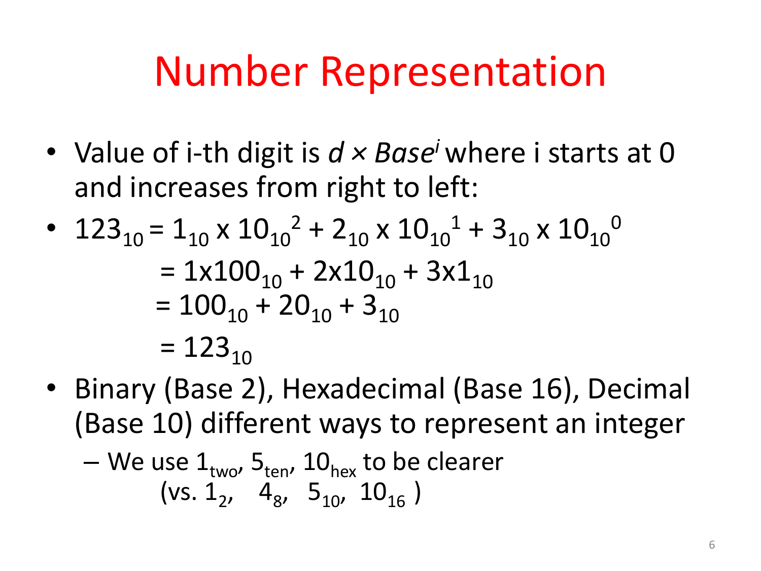# Number Representation

- Value of i-th digit is $d \times Base^i$ where i starts at 0 and increases from right to left:
- $123_{10} = 1_{10} \times 10_{10}{}^2 + 2_{10} \times 10_{10}{}^1 + 3_{10} \times 10_{10}{}^0$

  $= 1 \times 100_{10} + 2 \times 10_{10} + 3 \times 1_{10}$

  $= 100_{10} + 20_{10} + 3_{10}$

  $= 123_{10}$
- Binary (Base 2), Hexadecimal (Base 16), Decimal (Base 10) different ways to represent an integer
  - We use $1_{two}$, $5_{ten}$, $10_{hex}$ to be clearer (vs. $1_2$, $4_8$, $5_{10}$, $10_{16}$ )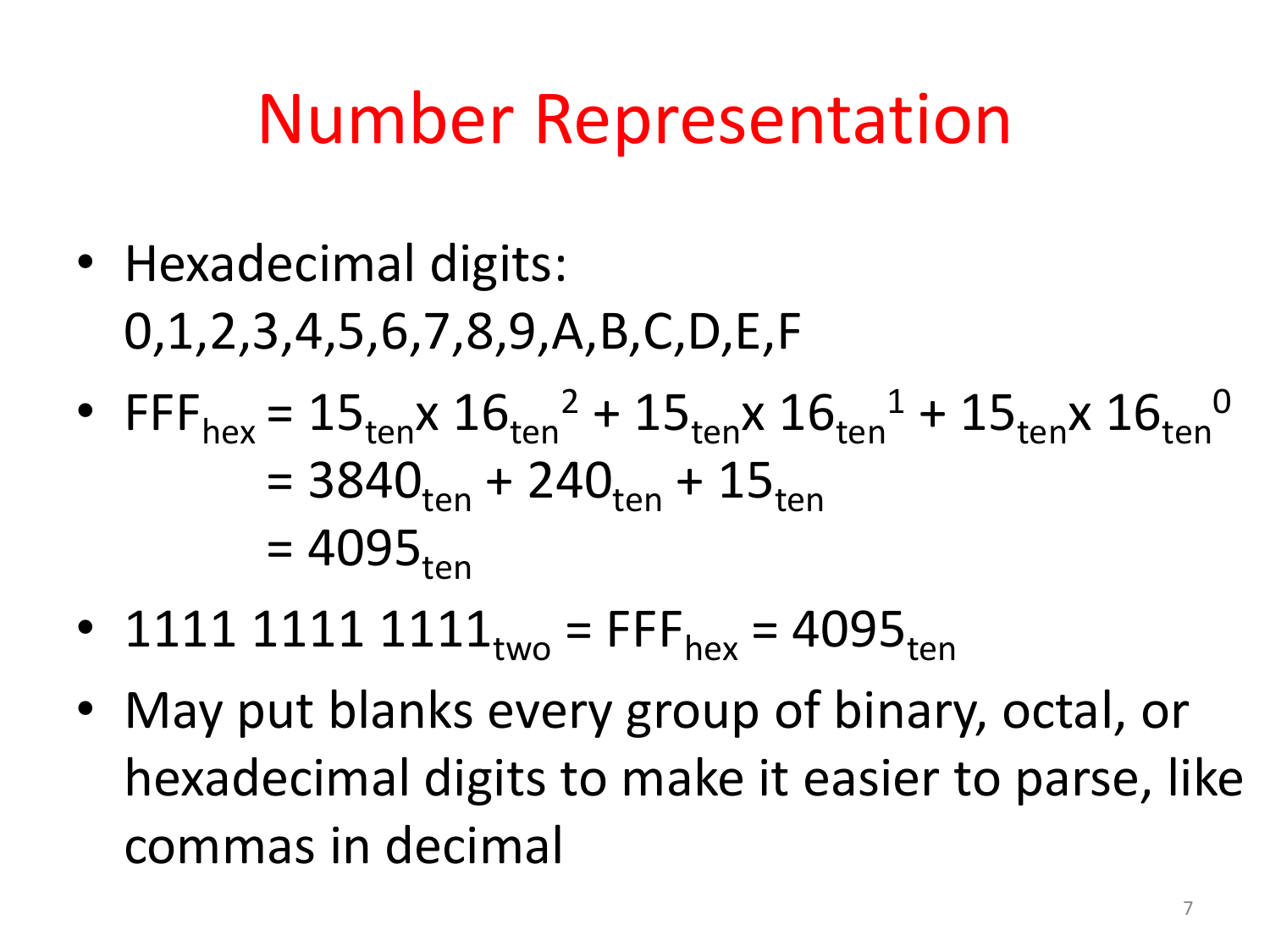# Number Representation

- Hexadecimal digits: 0,1,2,3,4,5,6,7,8,9,A,B,C,D,E,F
- $FFF_{hex} = 15_{ten} \times 16_{ten}^{2} + 15_{ten} \times 16_{ten}^{1} + 15_{ten} \times 16_{ten}^{0}$
  $= 3840_{ten} + 240_{ten} + 15_{ten}$
  $= 4095_{ten}$
- $1111\ 1111\ 1111_{two} = FFF_{hex} = 4095_{ten}$
- May put blanks every group of binary, octal, or hexadecimal digits to make it easier to parse, like commas in decimal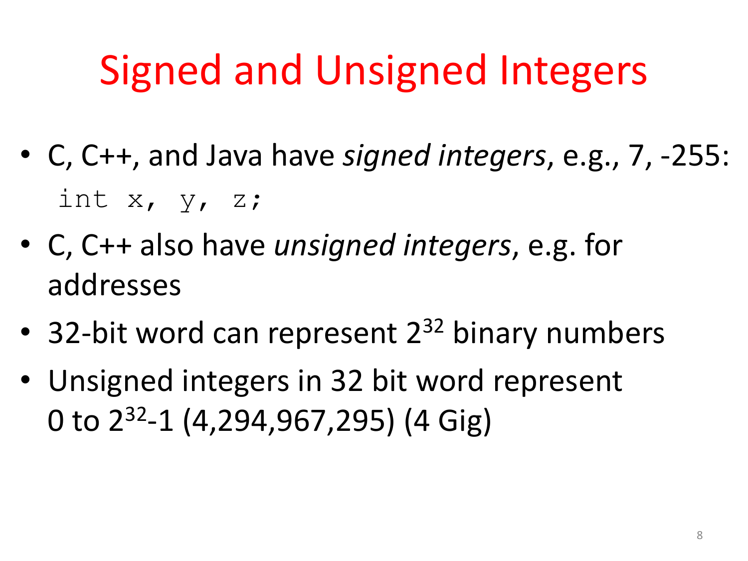# Signed and Unsigned Integers

- C, C++, and Java have *signed integers*, e.g., 7, -255:

```
int x, y, z;
```

- C, C++ also have *unsigned integers*, e.g. for addresses
- 32-bit word can represent $2^{32}$ binary numbers
- Unsigned integers in 32 bit word represent 0 to $2^{32}-1$ (4,294,967,295) (4 Gig)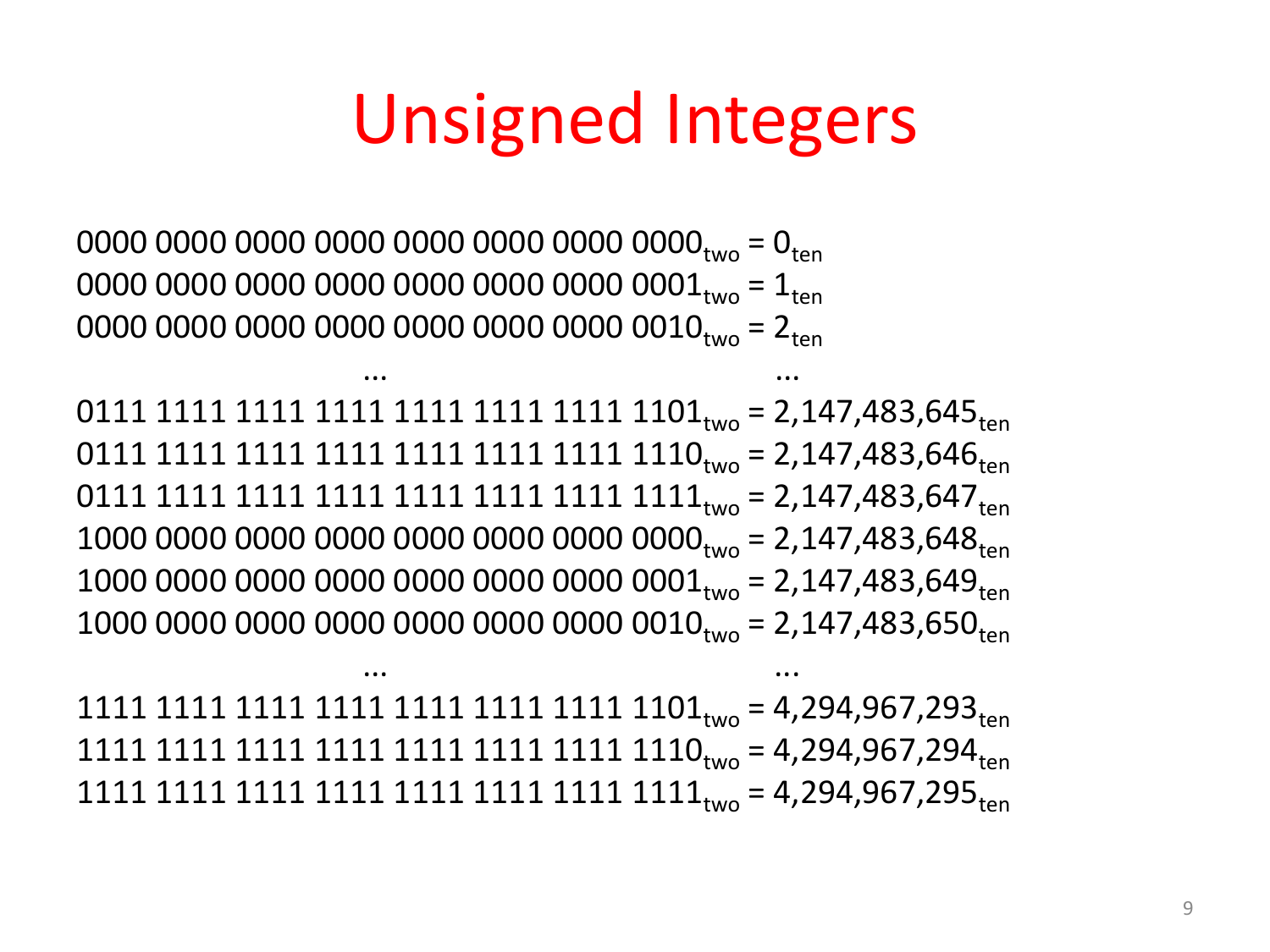# Unsigned Integers

$0000\ 0000\ 0000\ 0000\ 0000\ 0000\ 0000\ 0000_{two} = 0_{ten}$
$0000\ 0000\ 0000\ 0000\ 0000\ 0000\ 0000\ 0001_{two} = 1_{ten}$
$0000\ 0000\ 0000\ 0000\ 0000\ 0000\ 0000\ 0010_{two} = 2_{ten}$

... ...

$0111\ 1111\ 1111\ 1111\ 1111\ 1111\ 1111\ 1101_{two} = 2{,}147{,}483{,}645_{ten}$
$0111\ 1111\ 1111\ 1111\ 1111\ 1111\ 1111\ 1110_{two} = 2{,}147{,}483{,}646_{ten}$
$0111\ 1111\ 1111\ 1111\ 1111\ 1111\ 1111\ 1111_{two} = 2{,}147{,}483{,}647_{ten}$
$1000\ 0000\ 0000\ 0000\ 0000\ 0000\ 0000\ 0000_{two} = 2{,}147{,}483{,}648_{ten}$
$1000\ 0000\ 0000\ 0000\ 0000\ 0000\ 0000\ 0001_{two} = 2{,}147{,}483{,}649_{ten}$
$1000\ 0000\ 0000\ 0000\ 0000\ 0000\ 0000\ 0010_{two} = 2{,}147{,}483{,}650_{ten}$

... ...

$1111\ 1111\ 1111\ 1111\ 1111\ 1111\ 1111\ 1101_{two} = 4{,}294{,}967{,}293_{ten}$
$1111\ 1111\ 1111\ 1111\ 1111\ 1111\ 1111\ 1110_{two} = 4{,}294{,}967{,}294_{ten}$
$1111\ 1111\ 1111\ 1111\ 1111\ 1111\ 1111\ 1111_{two} = 4{,}294{,}967{,}295_{ten}$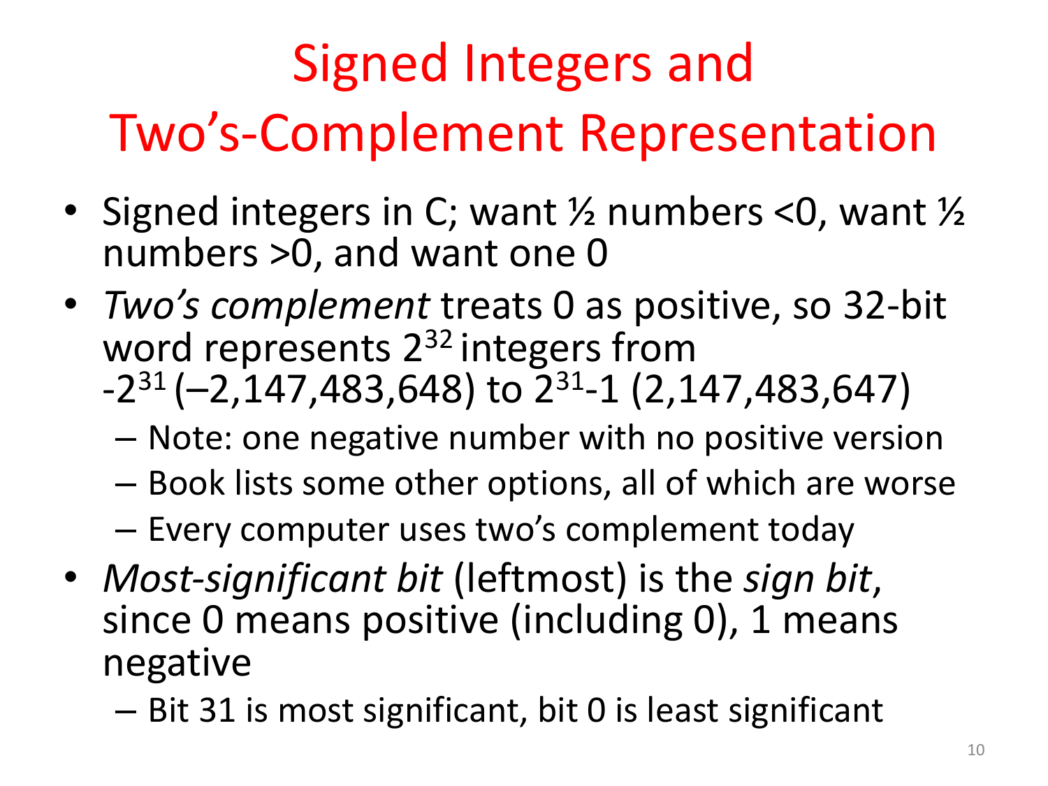# Signed Integers and Two's-Complement Representation

- Signed integers in C; want ½ numbers <0, want ½ numbers >0, and want one 0
- *Two's complement* treats 0 as positive, so 32-bit word represents $2^{32}$ integers from $-2^{31}$ (–2,147,483,648) to $2^{31}$-1 (2,147,483,647)
  - Note: one negative number with no positive version
  - Book lists some other options, all of which are worse
  - Every computer uses two's complement today
- *Most-significant bit* (leftmost) is the *sign bit*, since 0 means positive (including 0), 1 means negative
  - Bit 31 is most significant, bit 0 is least significant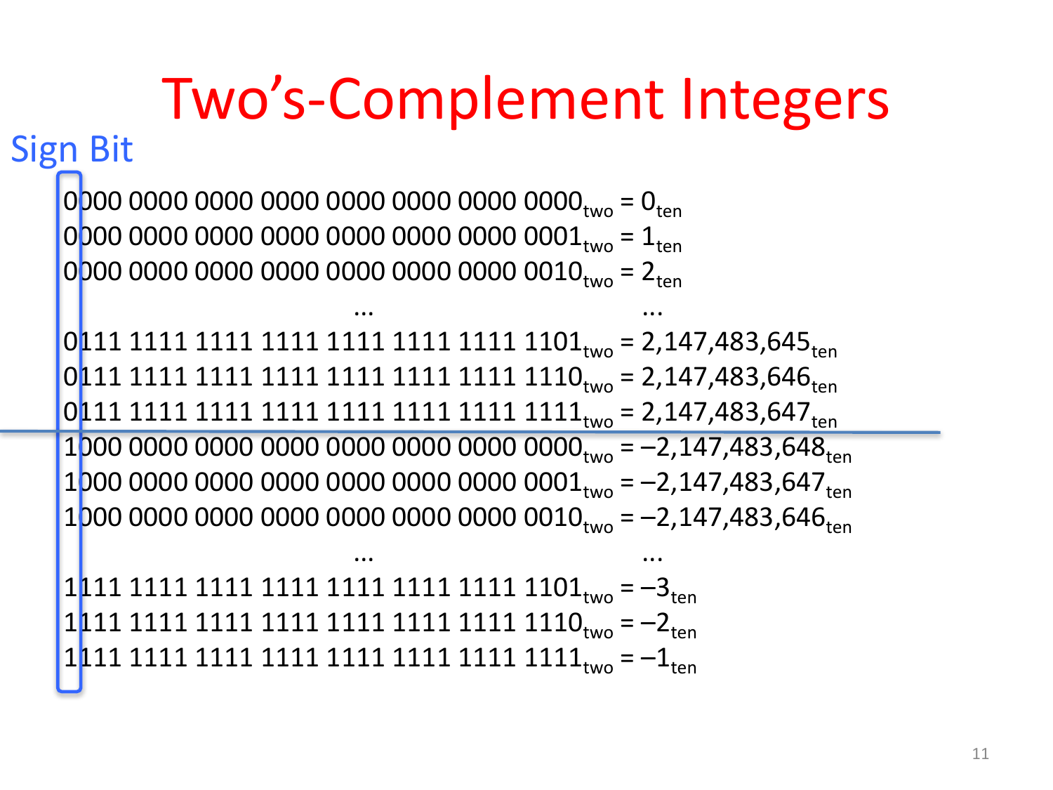# Two's-Complement Integers

Sign Bit

$0000\ 0000\ 0000\ 0000\ 0000\ 0000\ 0000\ 0000_{two} = 0_{ten}$

$0000\ 0000\ 0000\ 0000\ 0000\ 0000\ 0000\ 0001_{two} = 1_{ten}$

$0000\ 0000\ 0000\ 0000\ 0000\ 0000\ 0000\ 0010_{two} = 2_{ten}$

... ...

$0111\ 1111\ 1111\ 1111\ 1111\ 1111\ 1111\ 1101_{two} = 2{,}147{,}483{,}645_{ten}$

$0111\ 1111\ 1111\ 1111\ 1111\ 1111\ 1111\ 1110_{two} = 2{,}147{,}483{,}646_{ten}$

$0111\ 1111\ 1111\ 1111\ 1111\ 1111\ 1111\ 1111_{two} = 2{,}147{,}483{,}647_{ten}$

---

$1000\ 0000\ 0000\ 0000\ 0000\ 0000\ 0000\ 0000_{two} = -2{,}147{,}483{,}648_{ten}$

$1000\ 0000\ 0000\ 0000\ 0000\ 0000\ 0000\ 0001_{two} = -2{,}147{,}483{,}647_{ten}$

$1000\ 0000\ 0000\ 0000\ 0000\ 0000\ 0000\ 0010_{two} = -2{,}147{,}483{,}646_{ten}$

... ...

$1111\ 1111\ 1111\ 1111\ 1111\ 1111\ 1111\ 1101_{two} = -3_{ten}$

$1111\ 1111\ 1111\ 1111\ 1111\ 1111\ 1111\ 1110_{two} = -2_{ten}$

$1111\ 1111\ 1111\ 1111\ 1111\ 1111\ 1111\ 1111_{two} = -1_{ten}$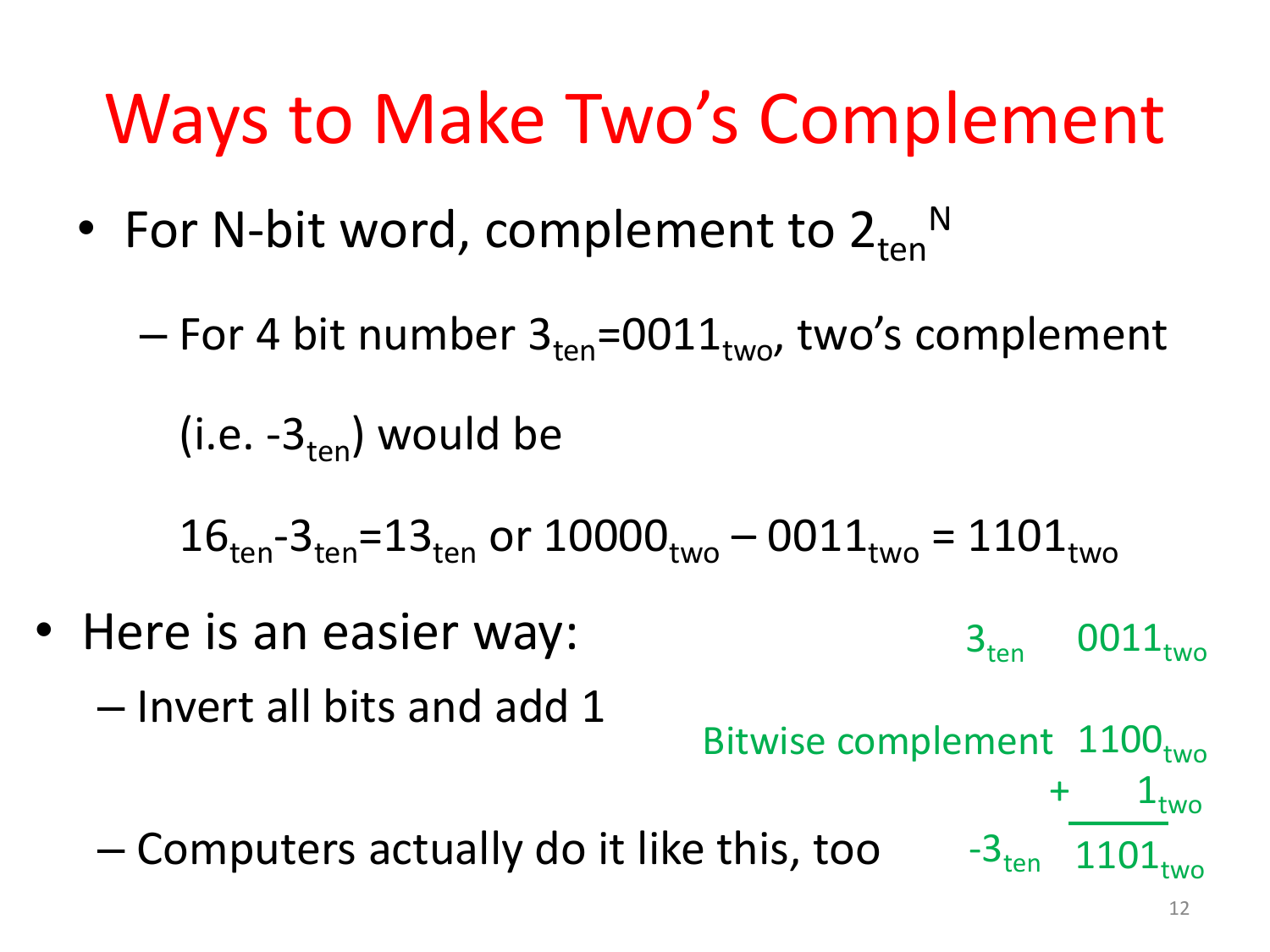# Ways to Make Two's Complement

- For N-bit word, complement to $2_{ten}^{N}$
  - For 4 bit number $3_{ten}=0011_{two}$, two's complement (i.e. $-3_{ten}$) would be

    $16_{ten}-3_{ten}=13_{ten}$ or $10000_{two} - 0011_{two} = 1101_{two}$

- Here is an easier way:
  - Invert all bits and add 1
  - Computers actually do it like this, too

$3_{ten}$ $0011_{two}$

Bitwise complement $1100_{two}$

$+ \quad 1_{two}$

$-3_{ten}$ $1101_{two}$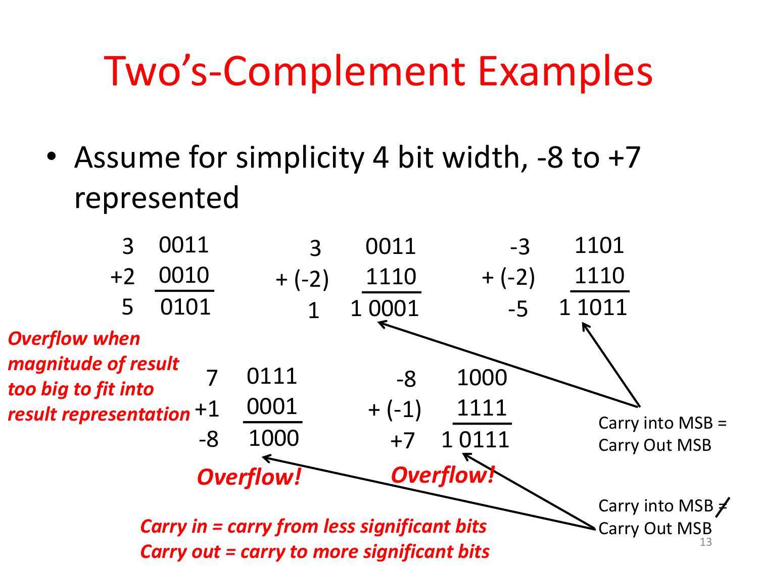# Two's-Complement Examples

- Assume for simplicity 4 bit width, -8 to +7 represented

```
   3    0011          3    0011         -3    1101
  +2    0010      + (-2)   1110     + (-2)    1110
  ----------      -------------     --------------
   5    0101          1  1 0001         -5  1 1011

   7    0111         -8    1000
  +1    0001      + (-1)   1111
  ----------      -------------
  -8    1000         +7  1 0111
     Overflow!        Overflow!
```

*Overflow when magnitude of result too big to fit into result representation*

Carry into MSB = Carry Out MSB (for 3 + (-2) and -3 + (-2))

Carry into MSB ≠ Carry Out MSB (for 7 + 1 and -8 + (-1))

*Carry in = carry from less significant bits*
*Carry out = carry to more significant bits*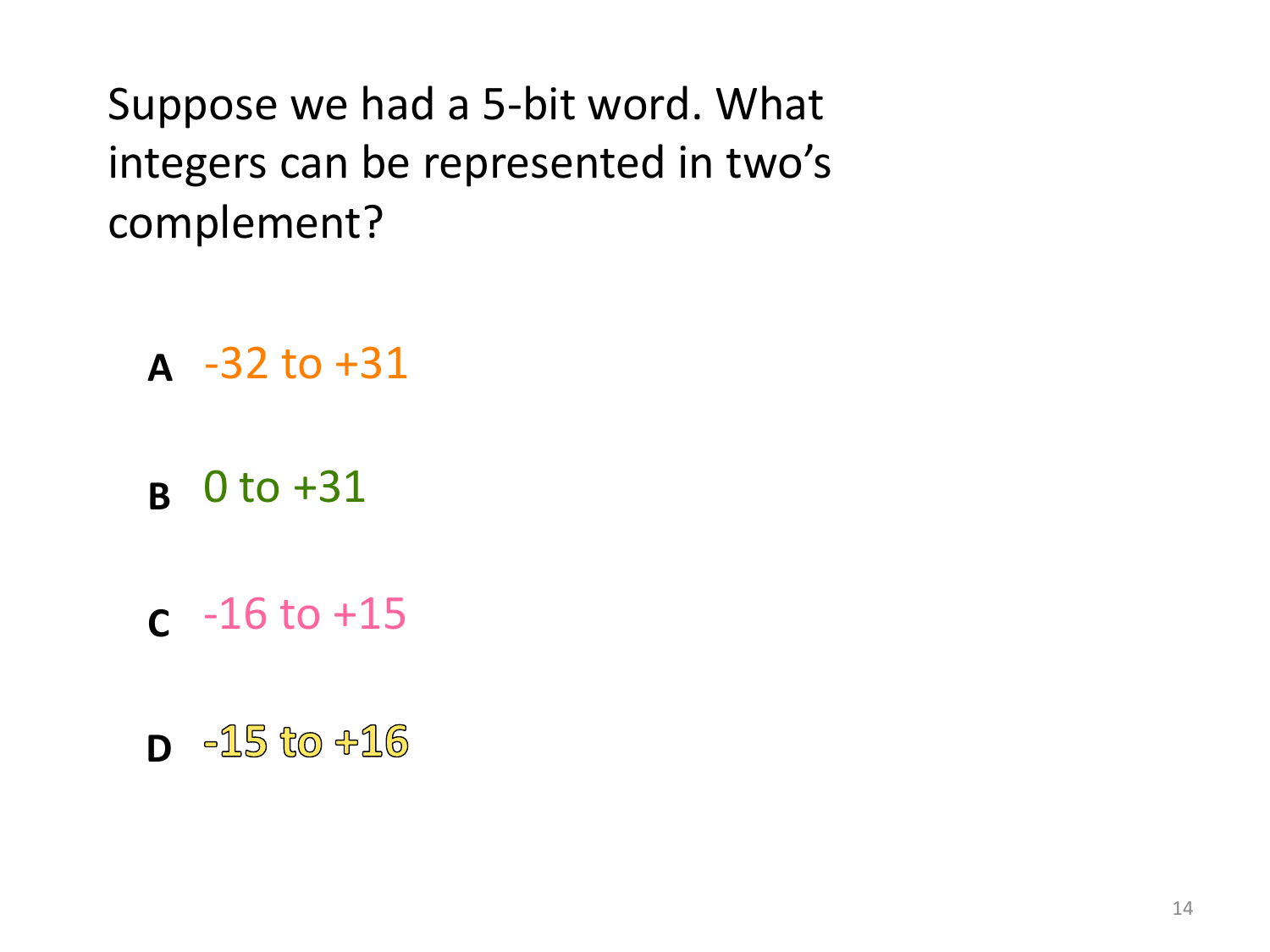Suppose we had a 5-bit word. What integers can be represented in two's complement?

**A** -32 to +31

**B** 0 to +31

**C** -16 to +15

**D** -15 to +16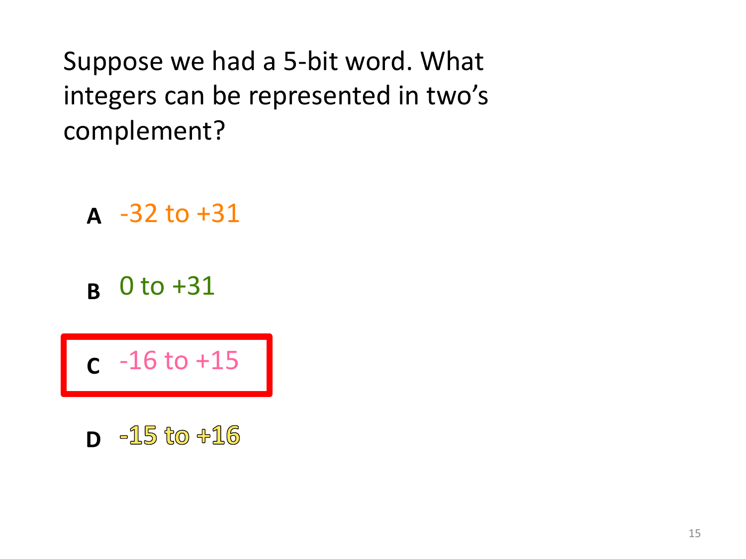Suppose we had a 5-bit word. What integers can be represented in two's complement?

**A** -32 to +31

**B** 0 to +31

**C** -16 to +15

**D** -15 to +16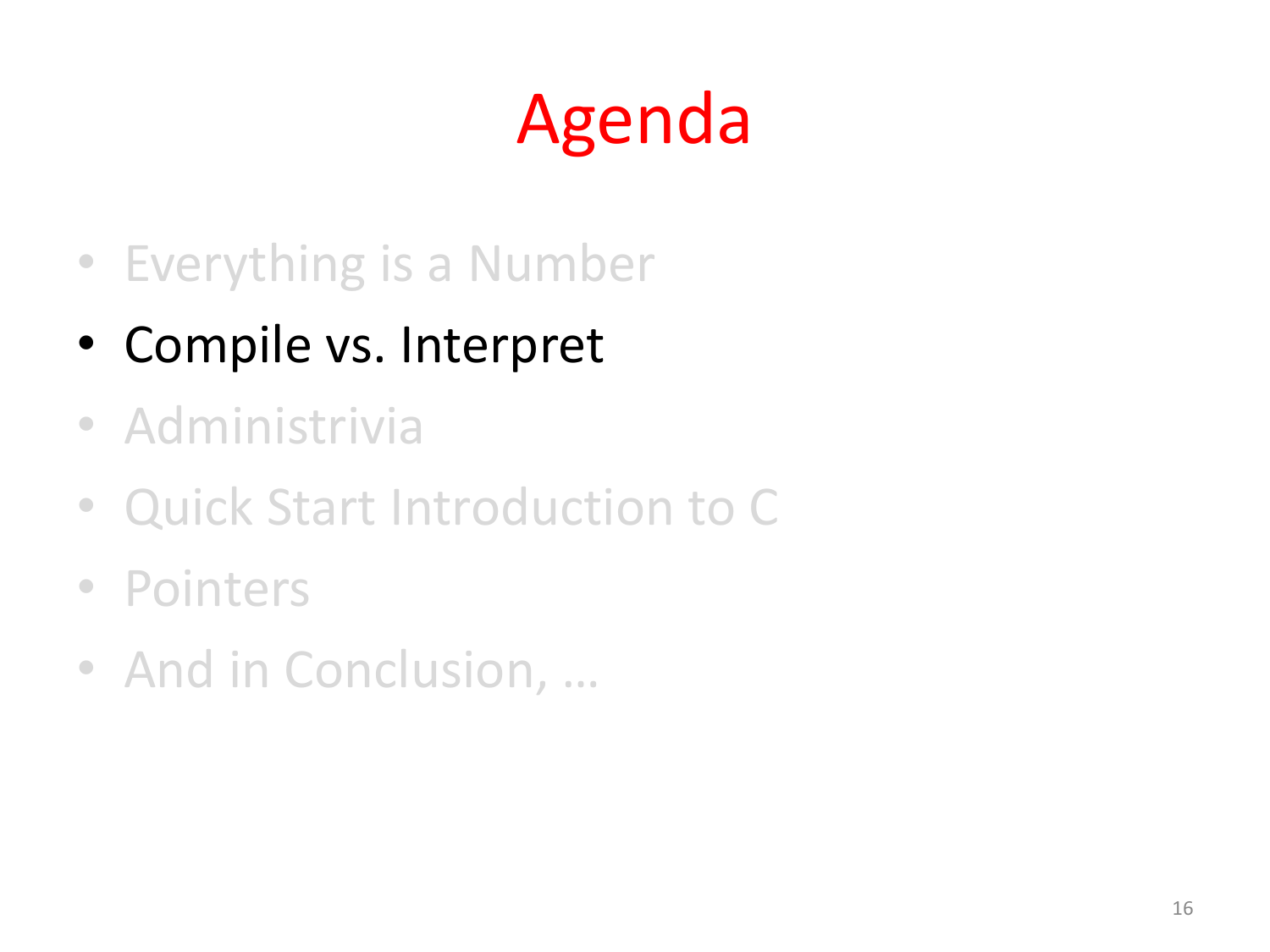# Agenda

- Everything is a Number
- Compile vs. Interpret
- Administrivia
- Quick Start Introduction to C
- Pointers
- And in Conclusion, …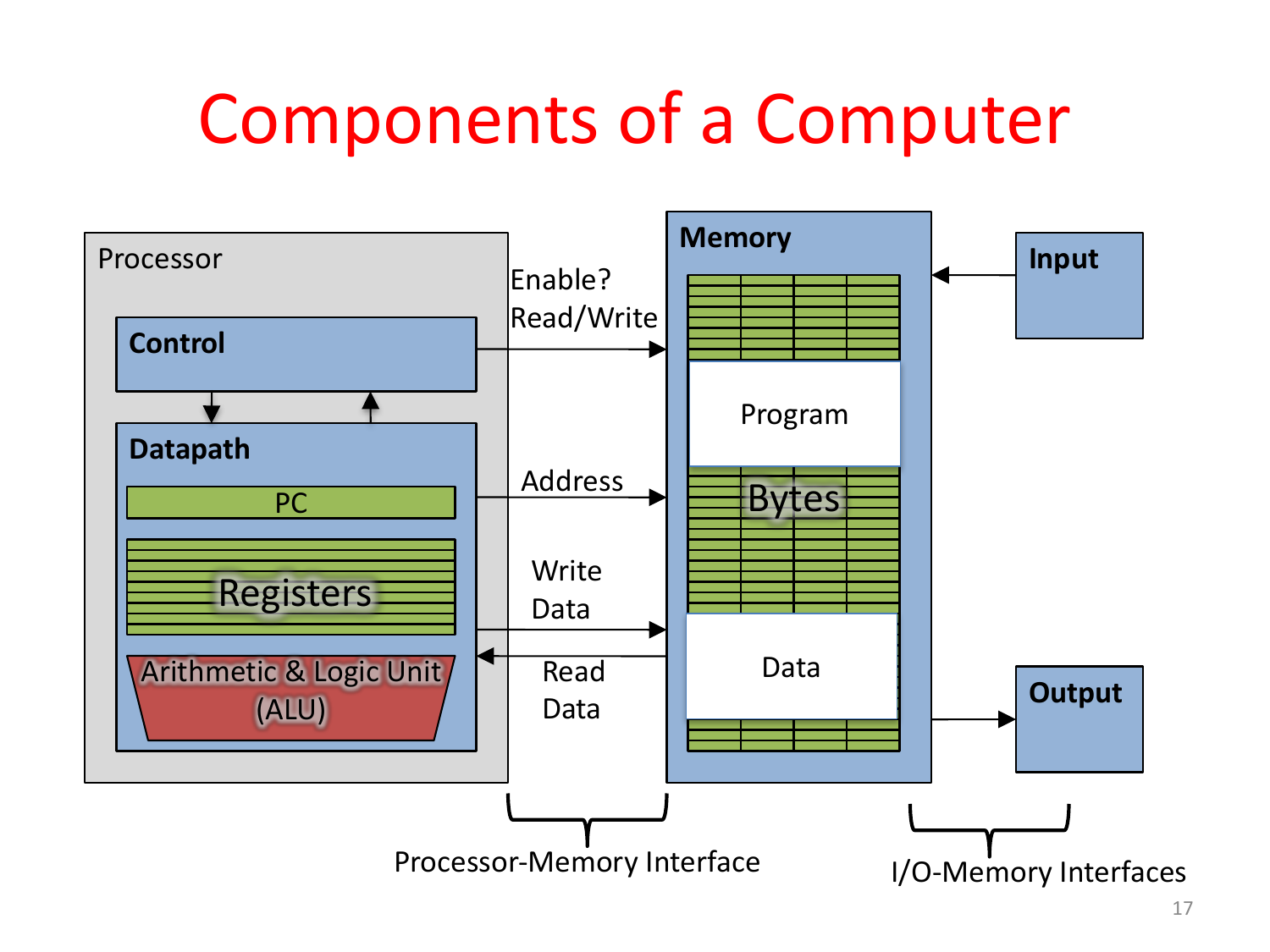# Components of a Computer

Processor

**Control**

**Datapath**

PC

Registers

Arithmetic & Logic Unit (ALU)

Enable?
Read/Write

Address

Write Data

Read Data

**Memory**

Program

Bytes

Data

**Input**

**Output**

Processor-Memory Interface

I/O-Memory Interfaces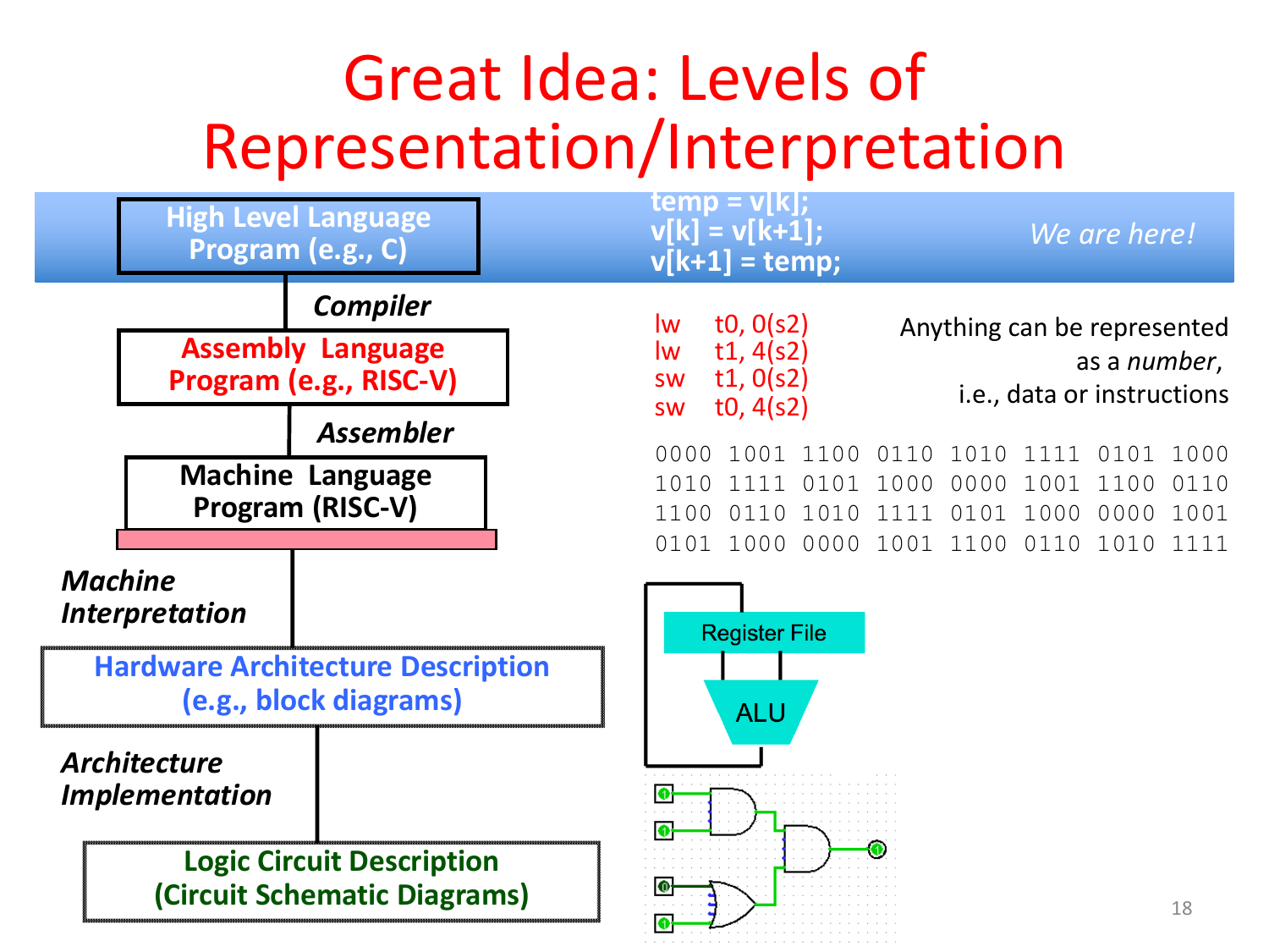# Great Idea: Levels of Representation/Interpretation

**High Level Language Program (e.g., C)**

```
temp = v[k];
v[k] = v[k+1];
v[k+1] = temp;
```

*We are here!*

***Compiler***

**Assembly Language Program (e.g., RISC-V)**

```
lw   t0, 0(s2)
lw   t1, 4(s2)
sw   t1, 0(s2)
sw   t0, 4(s2)
```

Anything can be represented as a *number*, i.e., data or instructions

***Assembler***

**Machine Language Program (RISC-V)**

```
0000 1001 1100 0110 1010 1111 0101 1000
1010 1111 0101 1000 0000 1001 1100 0110
1100 0110 1010 1111 0101 1000 0000 1001
0101 1000 0000 1001 1100 0110 1010 1111
```

***Machine Interpretation***

**Hardware Architecture Description (e.g., block diagrams)**

Register File

ALU

***Architecture Implementation***

**Logic Circuit Description (Circuit Schematic Diagrams)**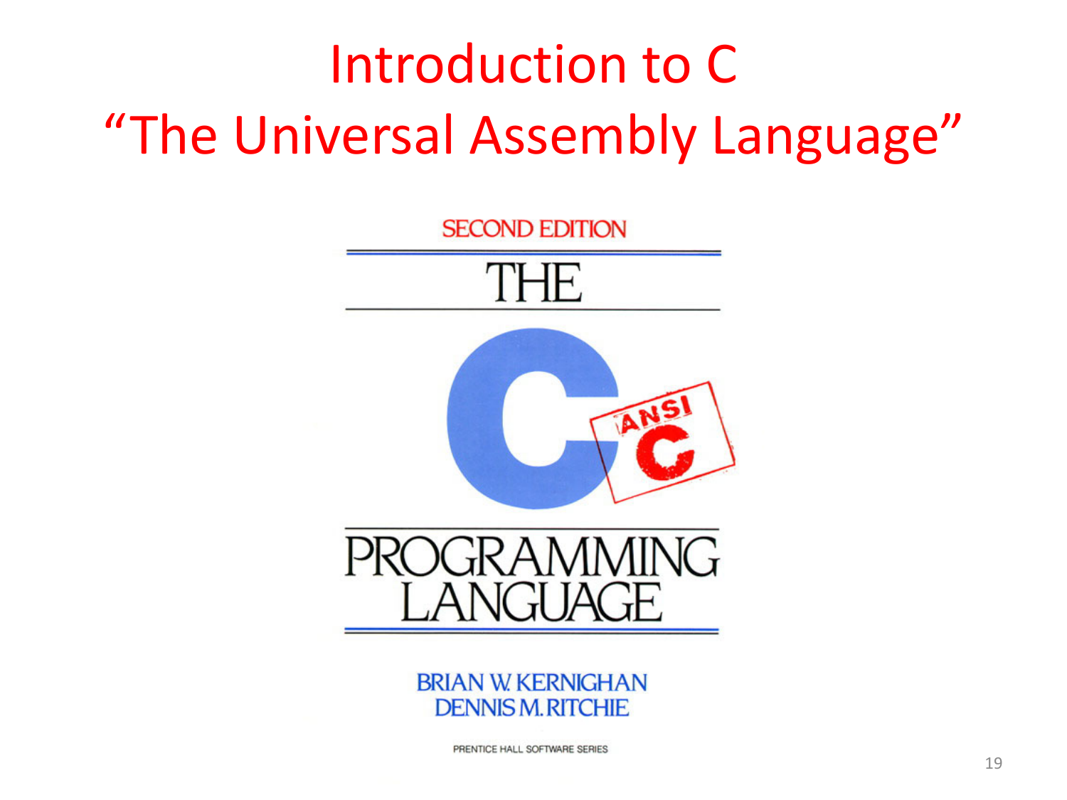# Introduction to C
# "The Universal Assembly Language"

SECOND EDITION

THE

C

ANSI C

PROGRAMMING LANGUAGE

BRIAN W. KERNIGHAN
DENNIS M. RITCHIE

PRENTICE HALL SOFTWARE SERIES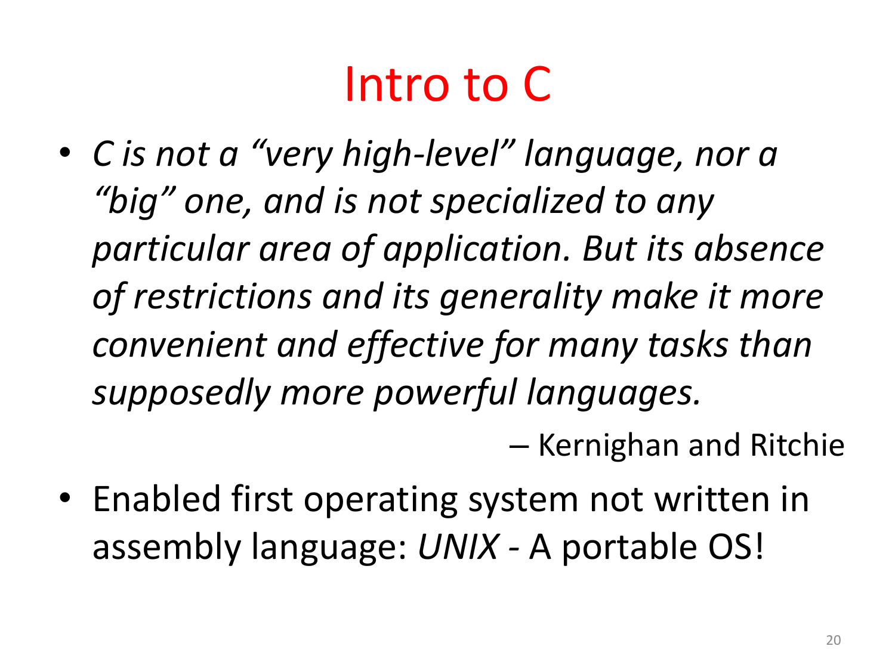# Intro to C

- *C is not a "very high-level" language, nor a "big" one, and is not specialized to any particular area of application. But its absence of restrictions and its generality make it more convenient and effective for many tasks than supposedly more powerful languages.*

  – Kernighan and Ritchie

- Enabled first operating system not written in assembly language: *UNIX* - A portable OS!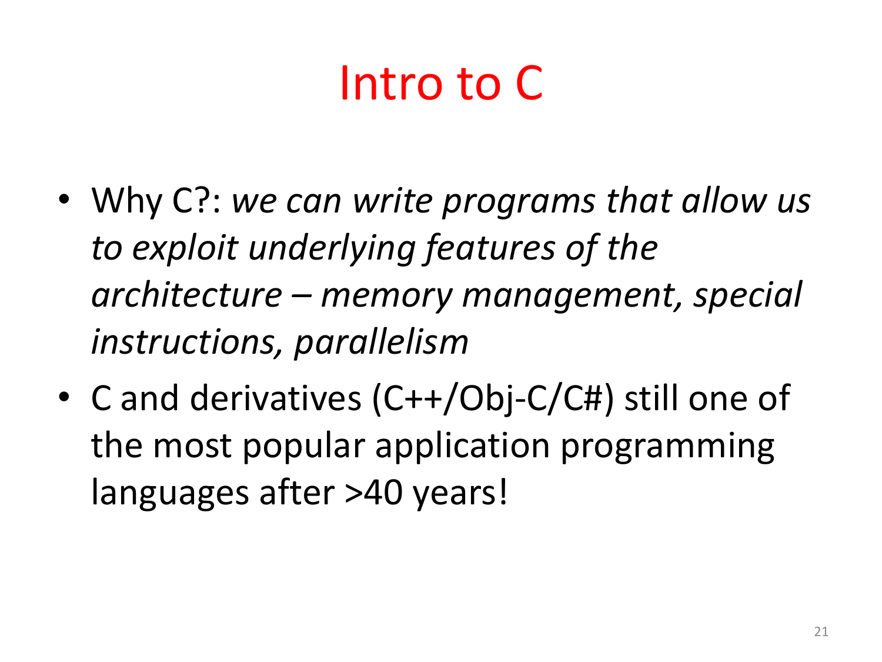# Intro to C

- Why C?: *we can write programs that allow us to exploit underlying features of the architecture – memory management, special instructions, parallelism*
- C and derivatives (C++/Obj-C/C#) still one of the most popular application programming languages after >40 years!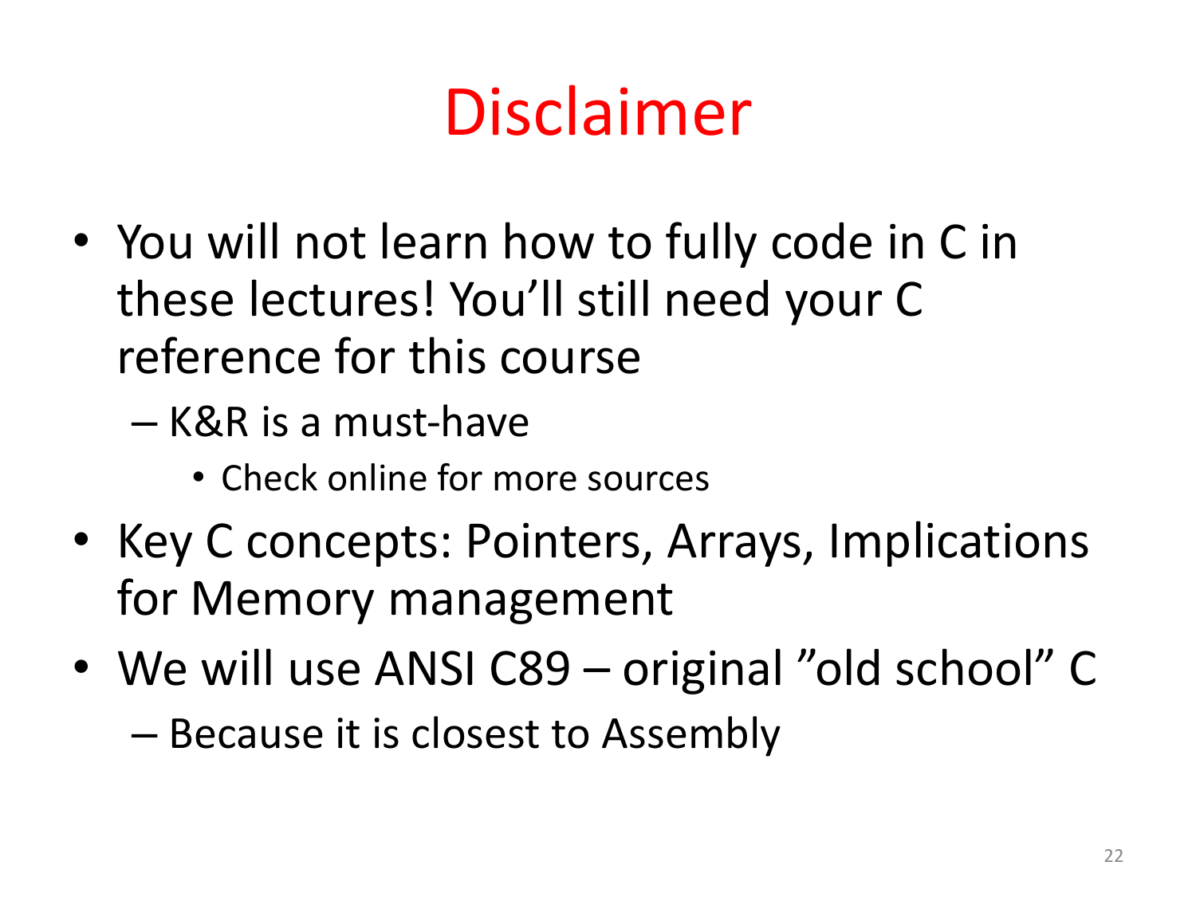# Disclaimer

- You will not learn how to fully code in C in these lectures! You'll still need your C reference for this course
  - K&R is a must-have
    - Check online for more sources
- Key C concepts: Pointers, Arrays, Implications for Memory management
- We will use ANSI C89 – original "old school" C
  - Because it is closest to Assembly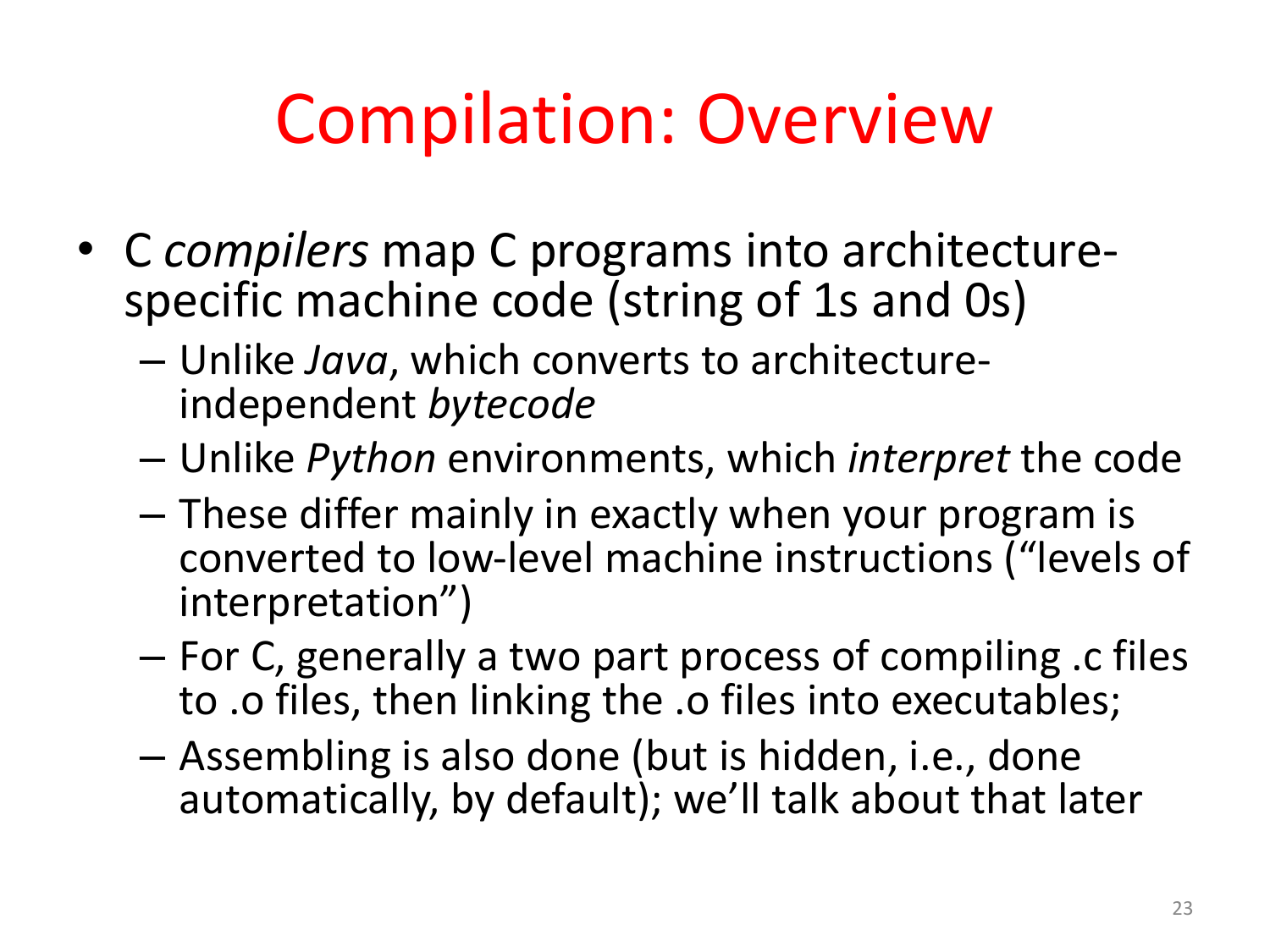# Compilation: Overview

- C *compilers* map C programs into architecture-specific machine code (string of 1s and 0s)
  - Unlike *Java*, which converts to architecture-independent *bytecode*
  - Unlike *Python* environments, which *interpret* the code
  - These differ mainly in exactly when your program is converted to low-level machine instructions ("levels of interpretation")
  - For C, generally a two part process of compiling .c files to .o files, then linking the .o files into executables;
  - Assembling is also done (but is hidden, i.e., done automatically, by default); we'll talk about that later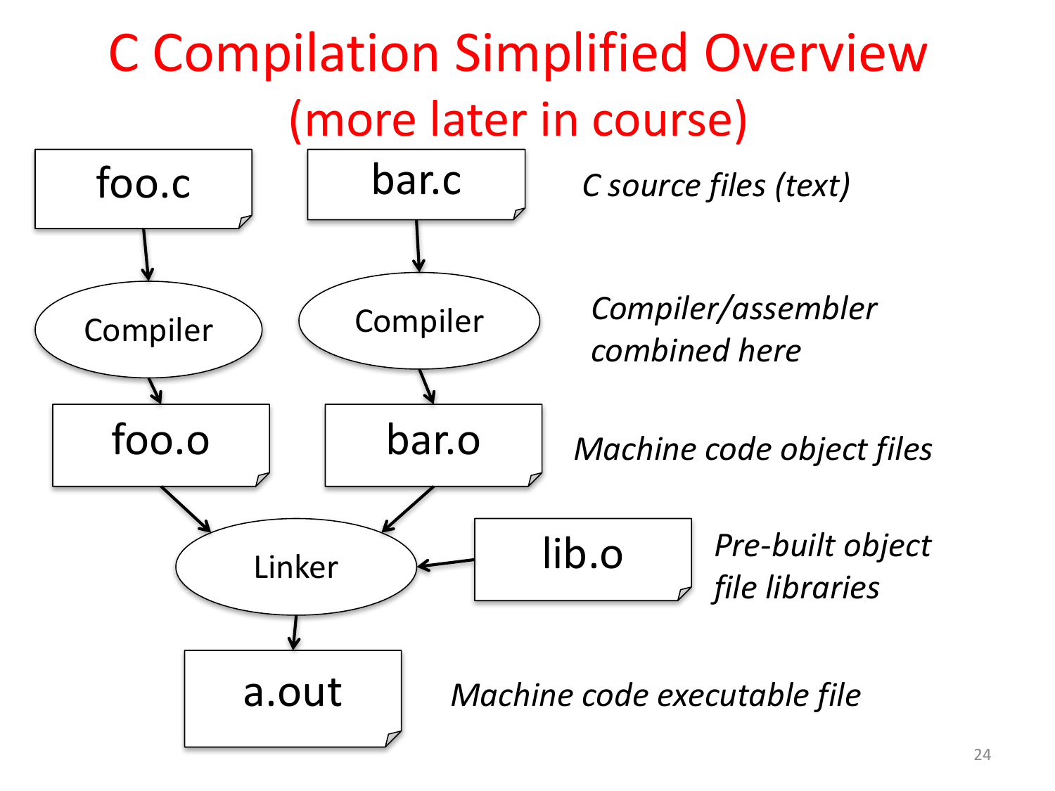# C Compilation Simplified Overview (more later in course)

foo.c → Compiler → foo.o

bar.c → Compiler → bar.o

foo.o, bar.o, lib.o → Linker → a.out

*C source files (text)*

*Compiler/assembler combined here*

*Machine code object files*

*Pre-built object file libraries*

*Machine code executable file*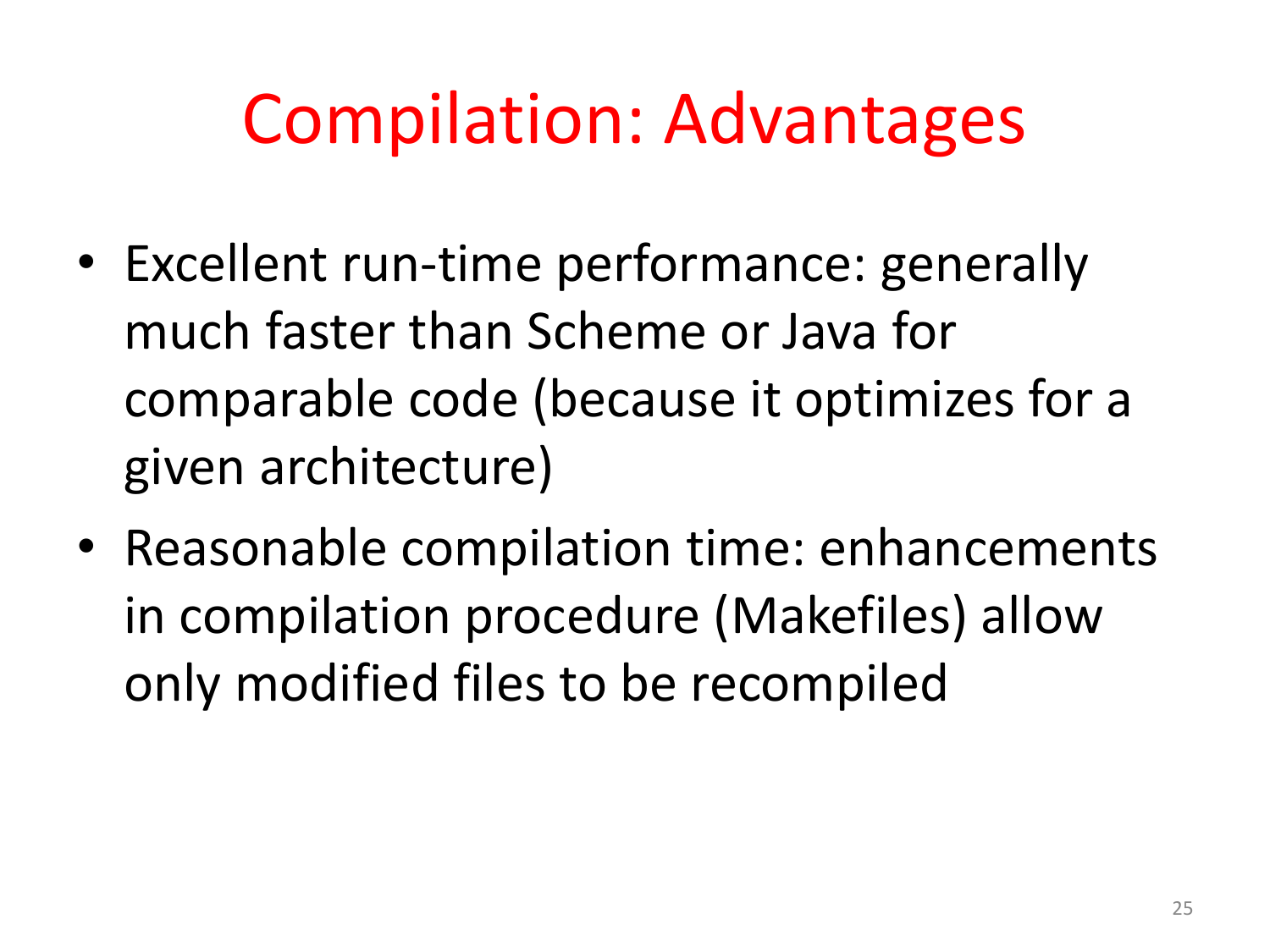# Compilation: Advantages

- Excellent run-time performance: generally much faster than Scheme or Java for comparable code (because it optimizes for a given architecture)
- Reasonable compilation time: enhancements in compilation procedure (Makefiles) allow only modified files to be recompiled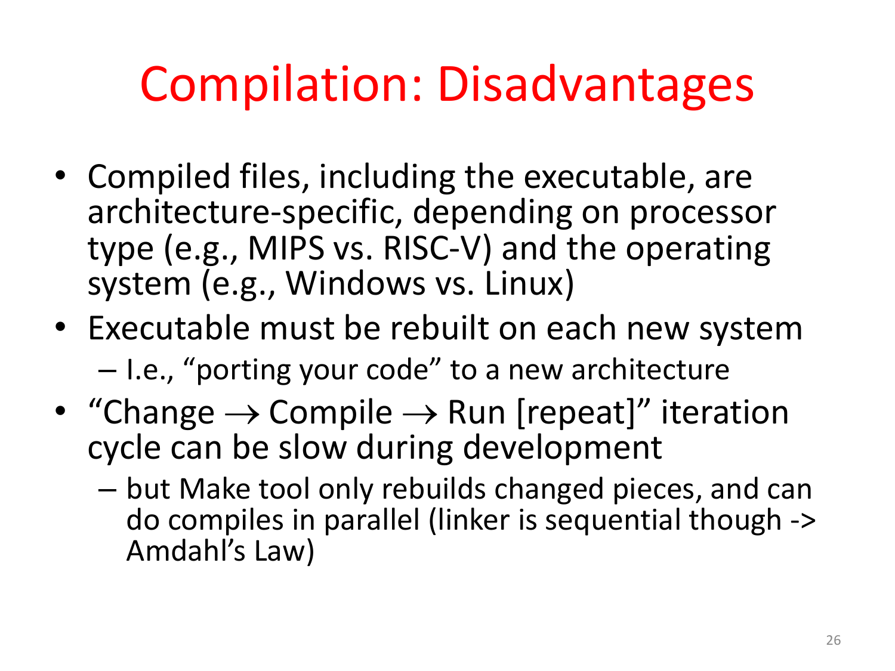# Compilation: Disadvantages

- Compiled files, including the executable, are architecture-specific, depending on processor type (e.g., MIPS vs. RISC-V) and the operating system (e.g., Windows vs. Linux)
- Executable must be rebuilt on each new system
  - I.e., "porting your code" to a new architecture
- "Change → Compile → Run [repeat]" iteration cycle can be slow during development
  - but Make tool only rebuilds changed pieces, and can do compiles in parallel (linker is sequential though -> Amdahl's Law)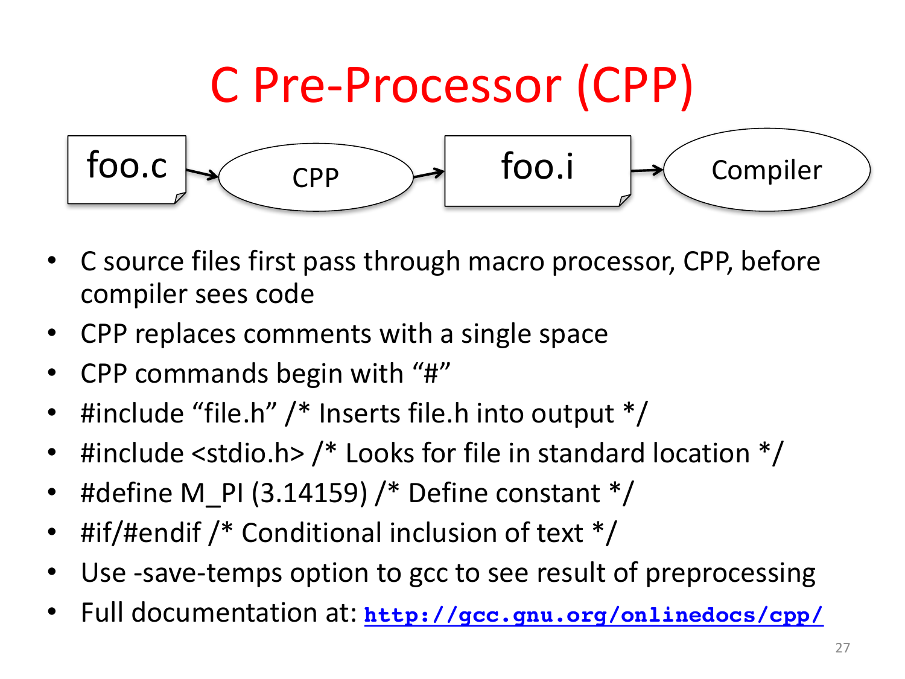# C Pre-Processor (CPP)

foo.c → CPP → foo.i → Compiler

- C source files first pass through macro processor, CPP, before compiler sees code
- CPP replaces comments with a single space
- CPP commands begin with "#"
- #include "file.h" /* Inserts file.h into output */
- #include <stdio.h> /* Looks for file in standard location */
- #define M_PI (3.14159) /* Define constant */
- #if/#endif /* Conditional inclusion of text */
- Use -save-temps option to gcc to see result of preprocessing
- Full documentation at: **http://gcc.gnu.org/onlinedocs/cpp/**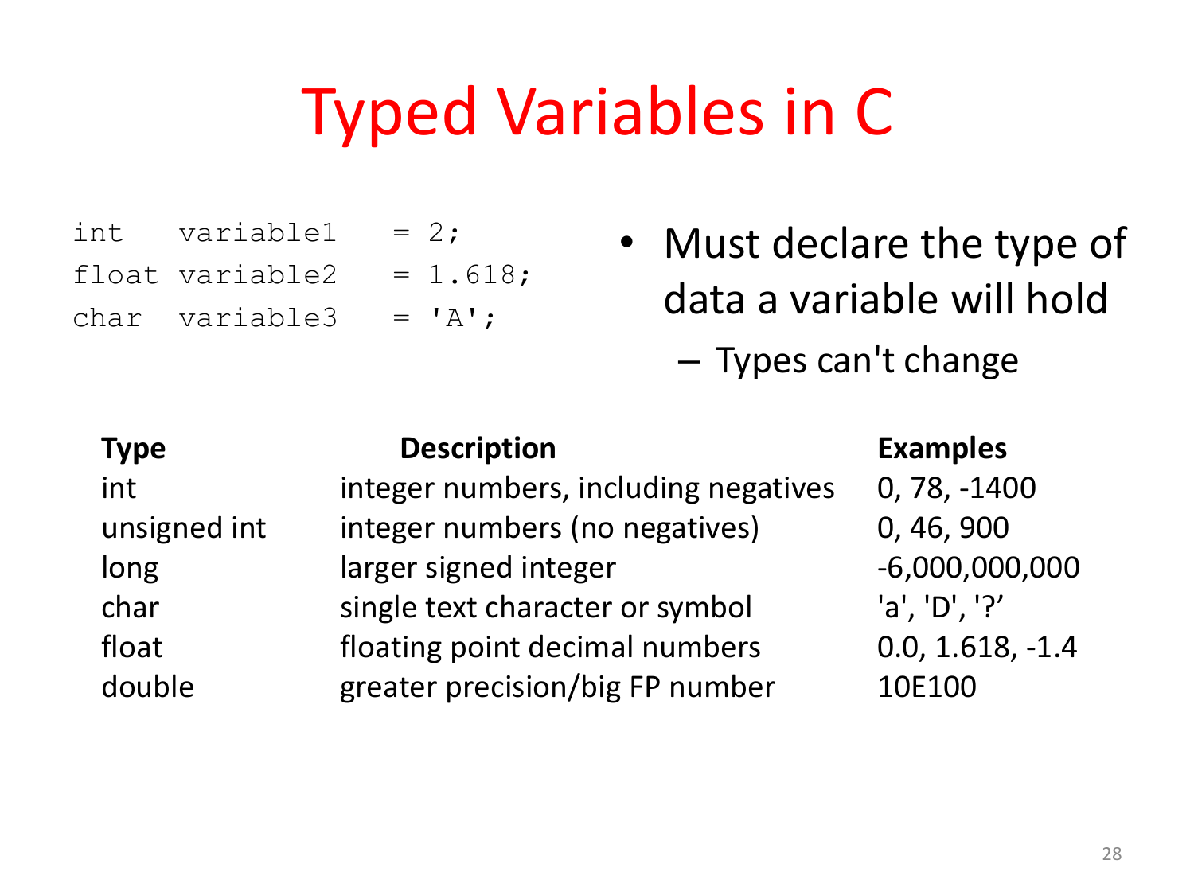# Typed Variables in C

```
int    variable1    = 2;
float  variable2    = 1.618;
char   variable3    = 'A';
```

- Must declare the type of data a variable will hold
  - Types can't change

| Type | Description | Examples |
|---|---|---|
| int | integer numbers, including negatives | 0, 78, -1400 |
| unsigned int | integer numbers (no negatives) | 0, 46, 900 |
| long | larger signed integer | -6,000,000,000 |
| char | single text character or symbol | 'a', 'D', '?’ |
| float | floating point decimal numbers | 0.0, 1.618, -1.4 |
| double | greater precision/big FP number | 10E100 |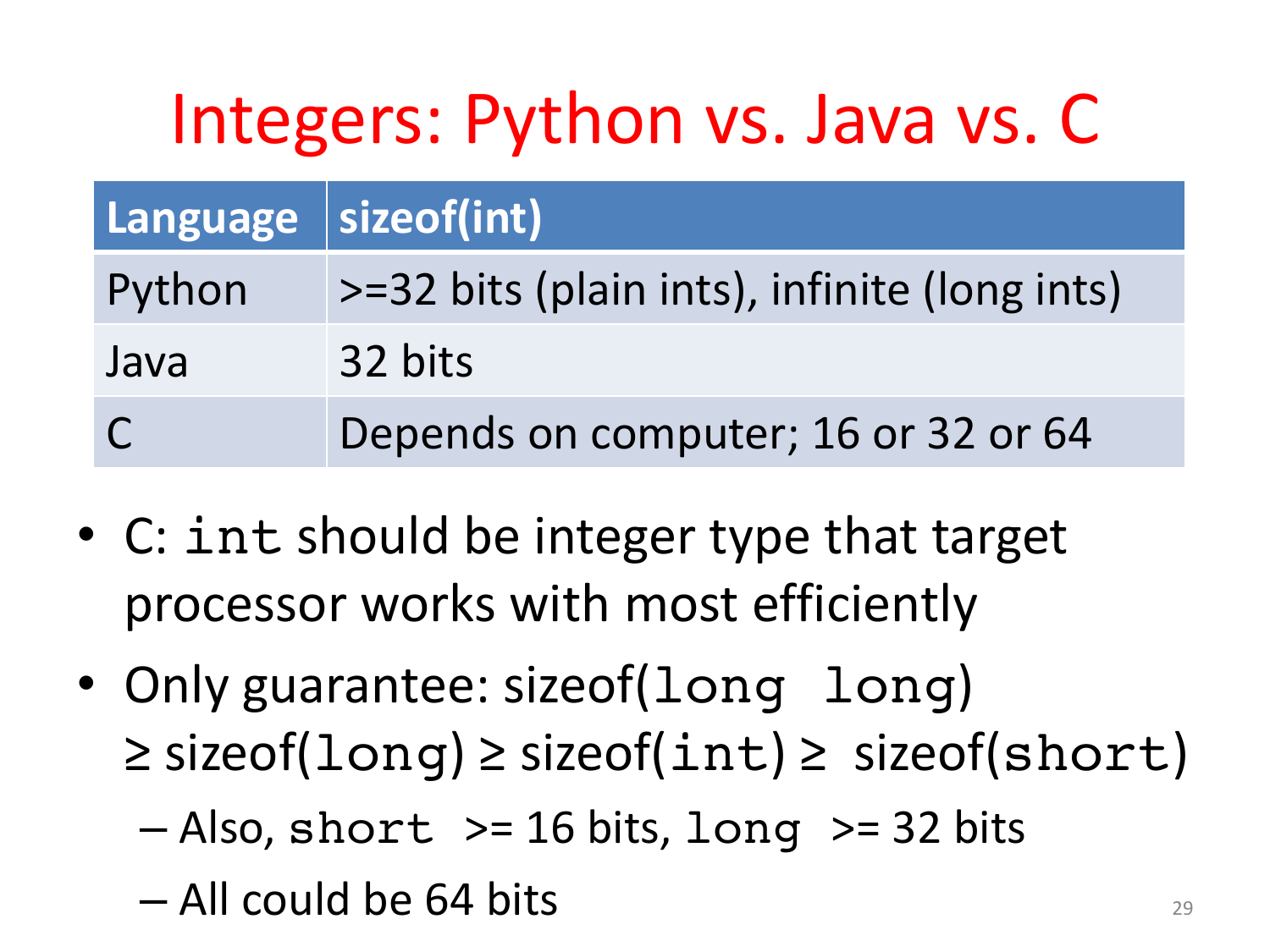# Integers: Python vs. Java vs. C

| Language | sizeof(int) |
|---|---|
| Python | >=32 bits (plain ints), infinite (long ints) |
| Java | 32 bits |
| C | Depends on computer; 16 or 32 or 64 |

- C: `int` should be integer type that target processor works with most efficiently
- Only guarantee: sizeof(`long long`) ≥ sizeof(`long`) ≥ sizeof(`int`) ≥ sizeof(`short`)
  - Also, `short` >= 16 bits, `long` >= 32 bits
  - All could be 64 bits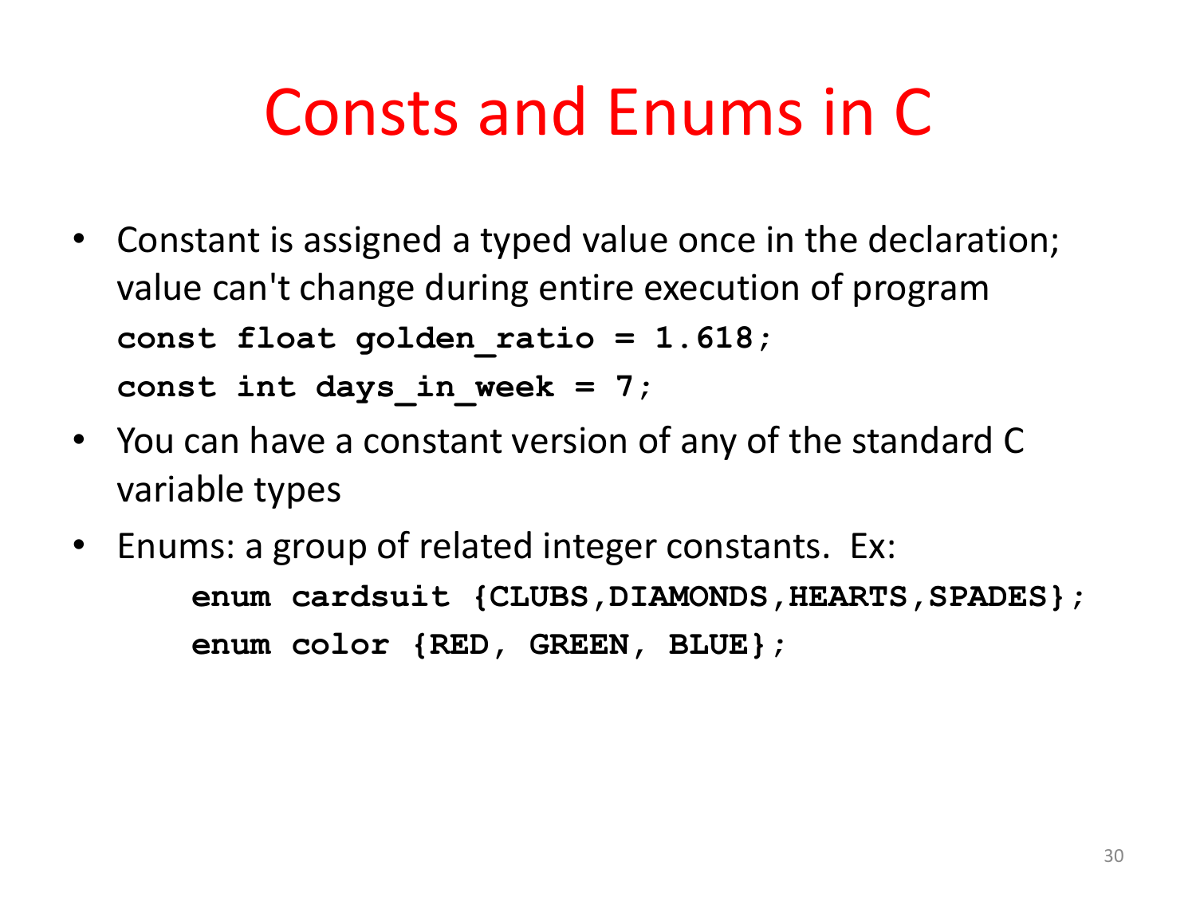# Consts and Enums in C

- Constant is assigned a typed value once in the declaration; value can't change during entire execution of program

```
const float golden_ratio = 1.618;
const int days_in_week = 7;
```

- You can have a constant version of any of the standard C variable types
- Enums: a group of related integer constants. Ex:

```
enum cardsuit {CLUBS,DIAMONDS,HEARTS,SPADES};
enum color {RED, GREEN, BLUE};
```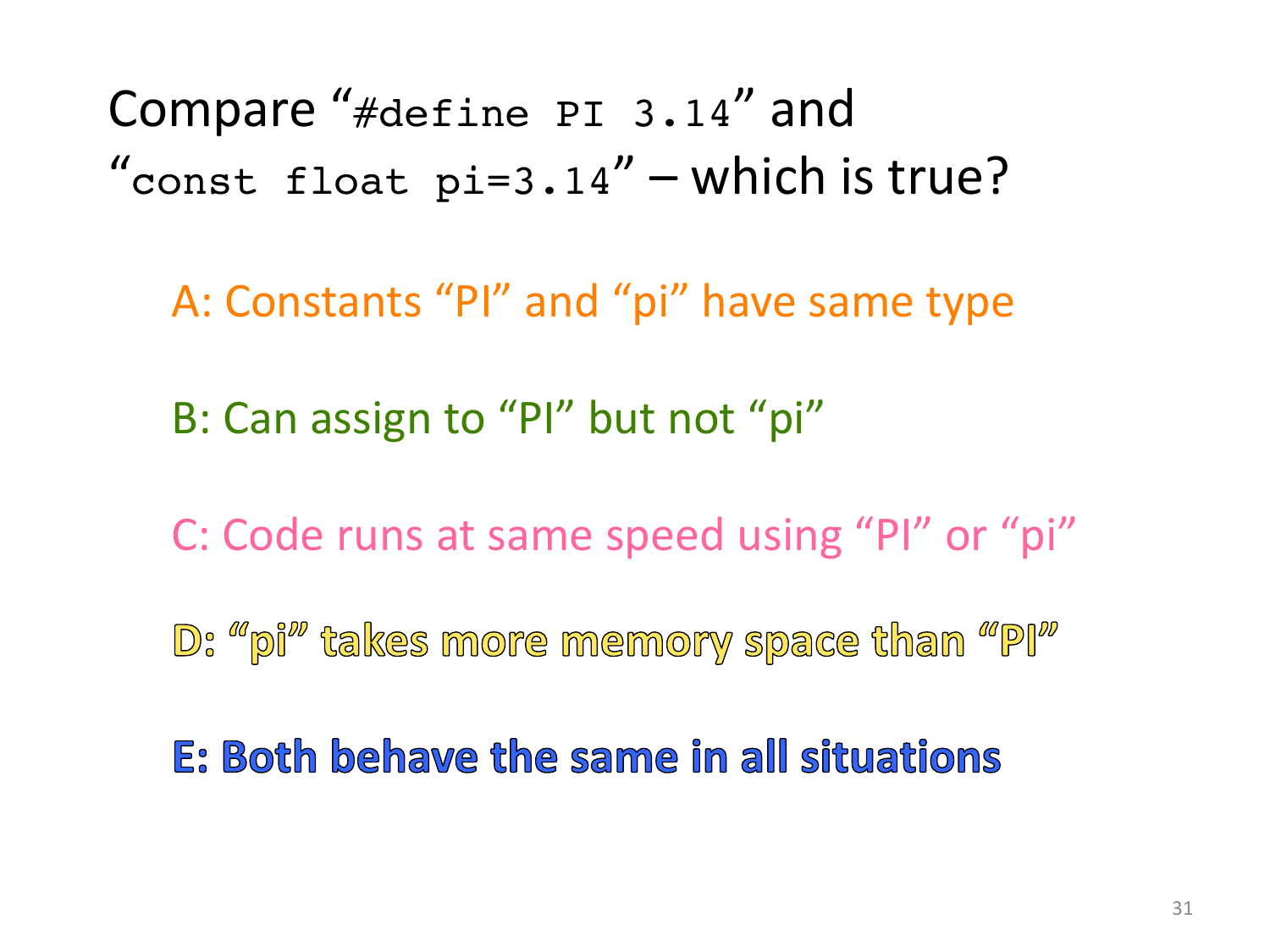# Compare "`#define PI 3.14`" and "`const float pi=3.14`" – which is true?

A: Constants "PI" and "pi" have same type

B: Can assign to "PI" but not "pi"

C: Code runs at same speed using "PI" or "pi"

D: "pi" takes more memory space than "PI"

**E: Both behave the same in all situations**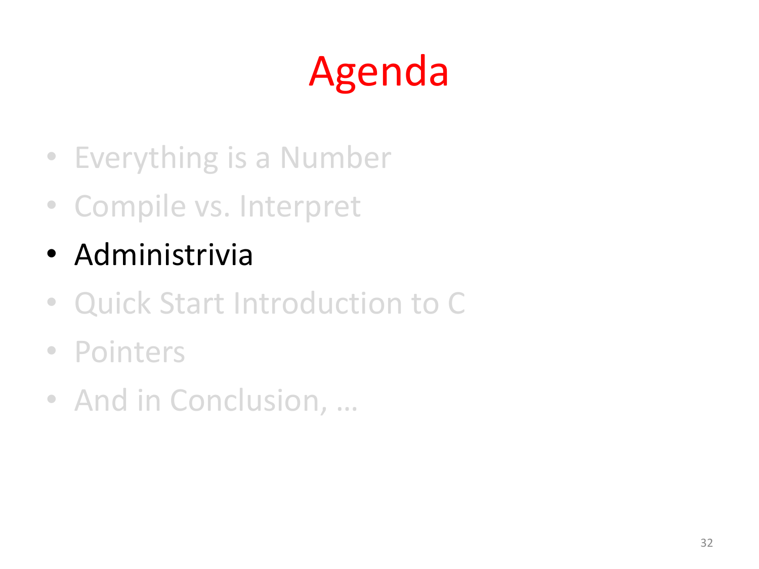# Agenda

- Everything is a Number
- Compile vs. Interpret
- Administrivia
- Quick Start Introduction to C
- Pointers
- And in Conclusion, …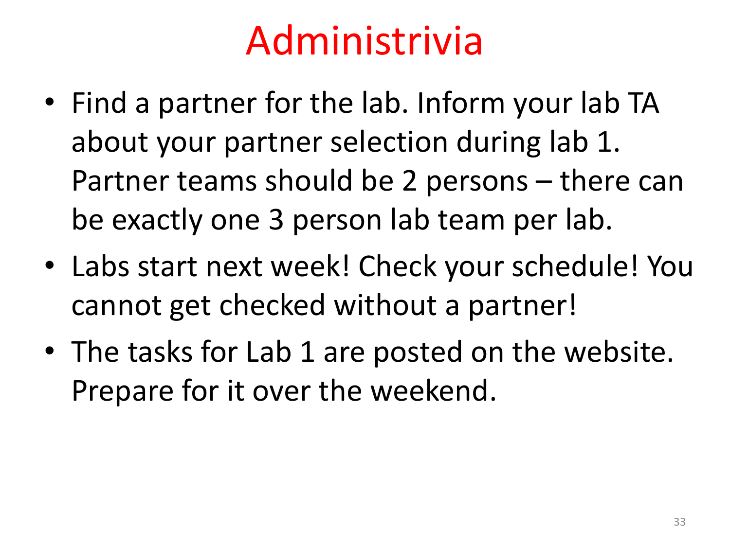# Administrivia

- Find a partner for the lab. Inform your lab TA about your partner selection during lab 1. Partner teams should be 2 persons – there can be exactly one 3 person lab team per lab.
- Labs start next week! Check your schedule! You cannot get checked without a partner!
- The tasks for Lab 1 are posted on the website. Prepare for it over the weekend.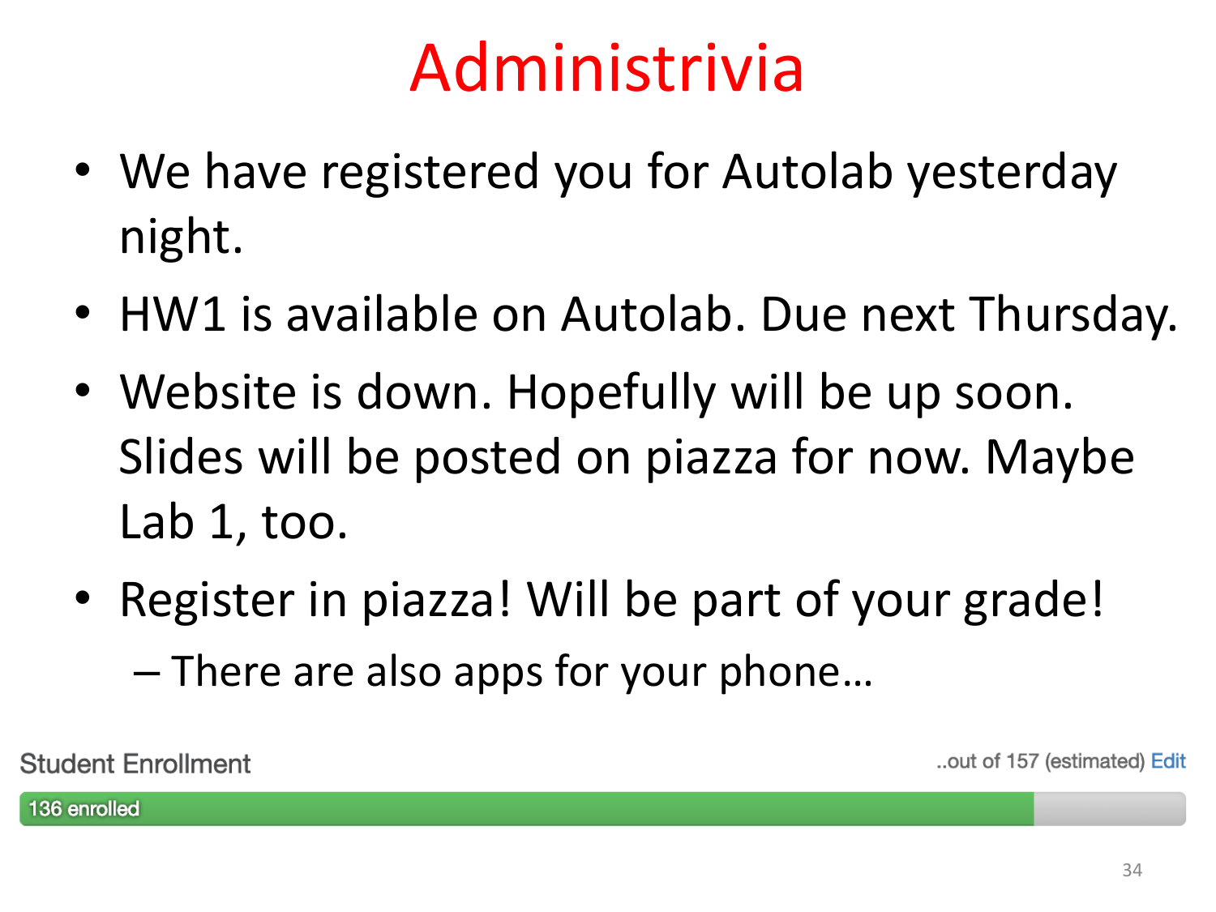# Administrivia

- We have registered you for Autolab yesterday night.
- HW1 is available on Autolab. Due next Thursday.
- Website is down. Hopefully will be up soon. Slides will be posted on piazza for now. Maybe Lab 1, too.
- Register in piazza! Will be part of your grade!
  - There are also apps for your phone…

Student Enrollment ..out of 157 (estimated) Edit

136 enrolled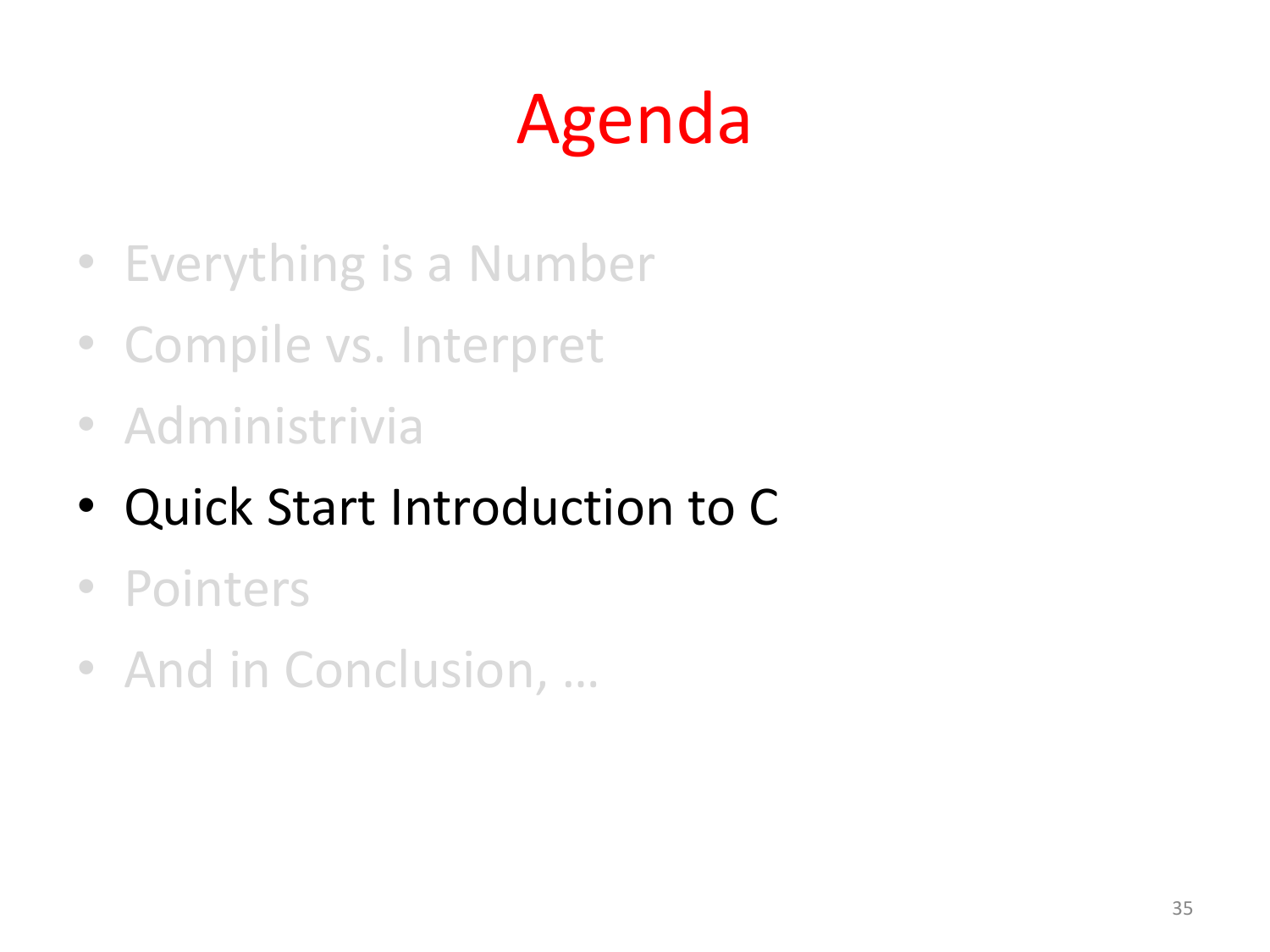# Agenda

- Everything is a Number
- Compile vs. Interpret
- Administrivia
- Quick Start Introduction to C
- Pointers
- And in Conclusion, …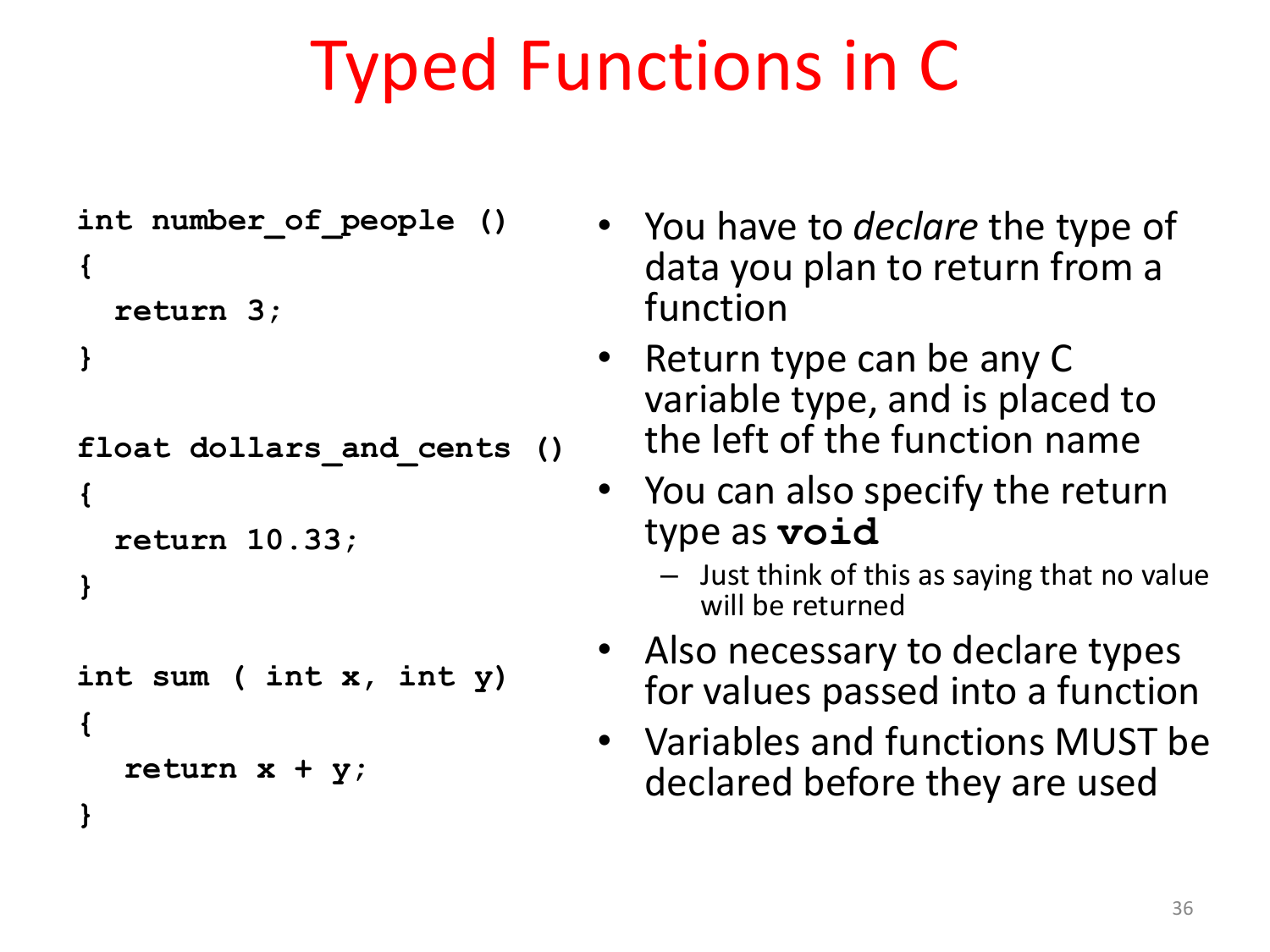# Typed Functions in C

```c
int number_of_people ()
{
  return 3;
}

float dollars_and_cents ()
{
  return 10.33;
}

int sum ( int x, int y)
{
   return x + y;
}
```

- You have to *declare* the type of data you plan to return from a function
- Return type can be any C variable type, and is placed to the left of the function name
- You can also specify the return type as **`void`**
  - Just think of this as saying that no value will be returned
- Also necessary to declare types for values passed into a function
- Variables and functions MUST be declared before they are used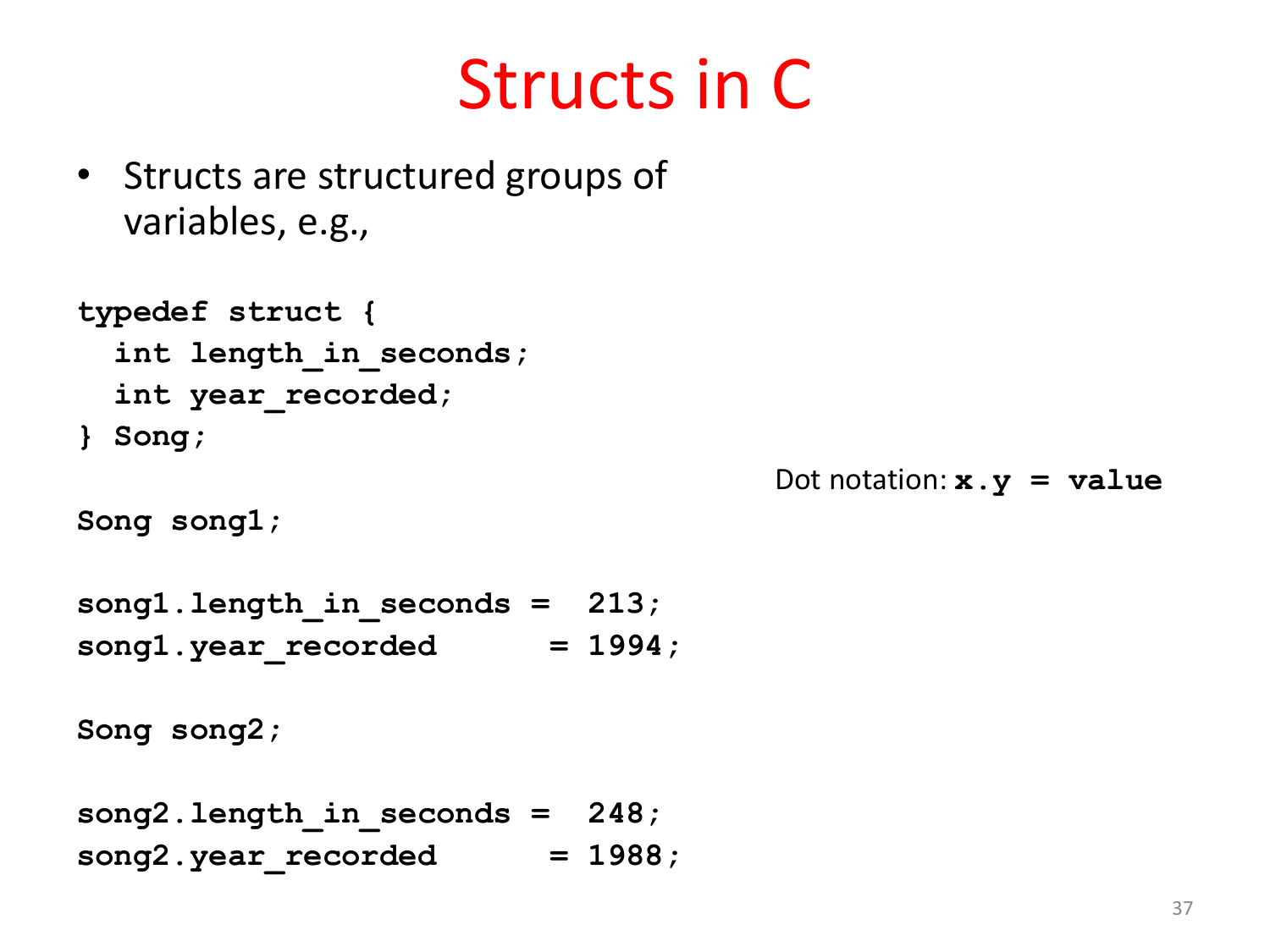# Structs in C

- Structs are structured groups of variables, e.g.,

```
typedef struct {
  int length_in_seconds;
  int year_recorded;
} Song;

Song song1;

song1.length_in_seconds =  213;
song1.year_recorded      = 1994;

Song song2;

song2.length_in_seconds =  248;
song2.year_recorded      = 1988;
```

Dot notation: **`x.y = value`**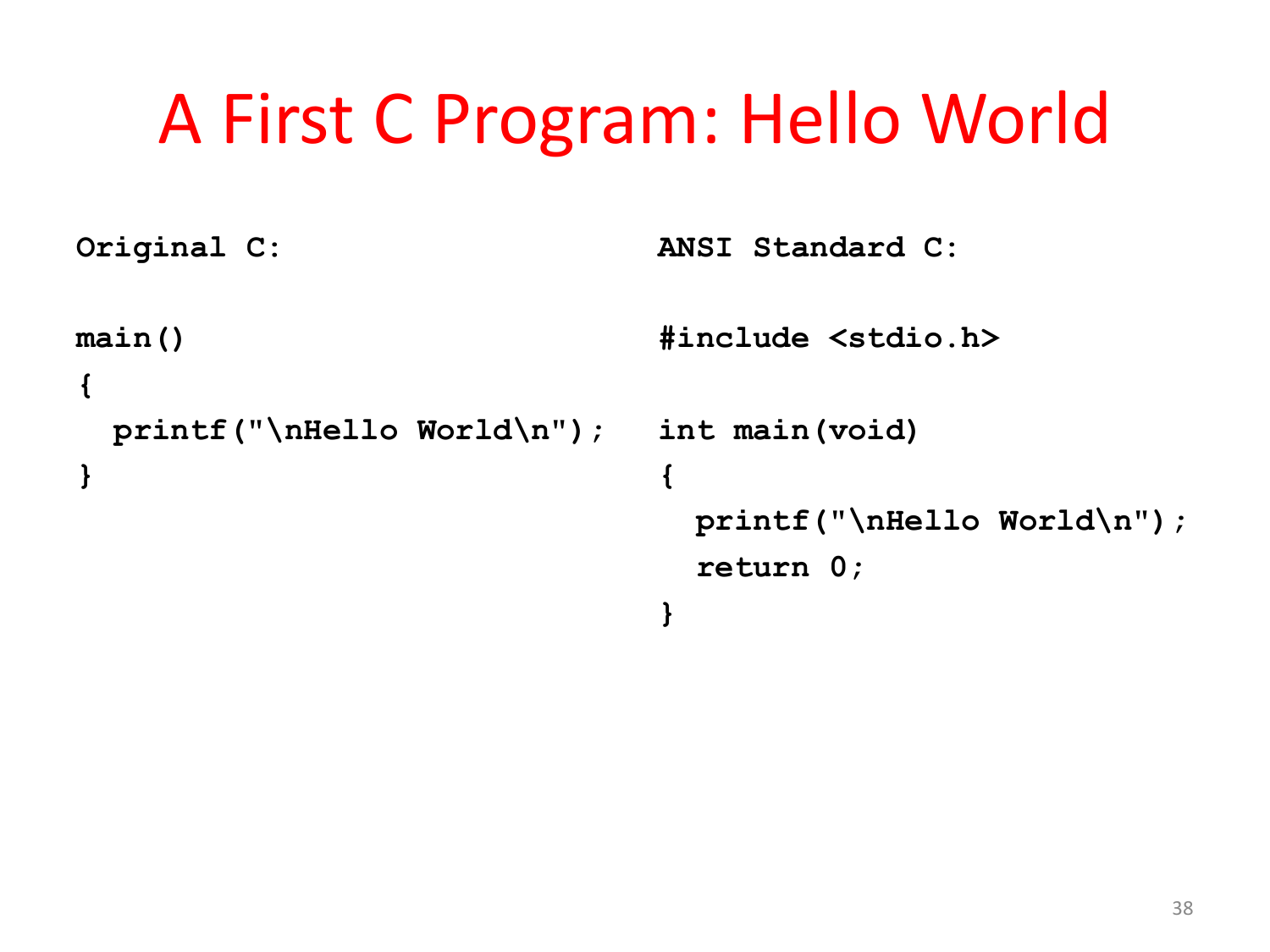# A First C Program: Hello World

**Original C:**

```
main()
{
  printf("\nHello World\n");
}
```

**ANSI Standard C:**

```
#include <stdio.h>

int main(void)
{
  printf("\nHello World\n");
  return 0;
}
```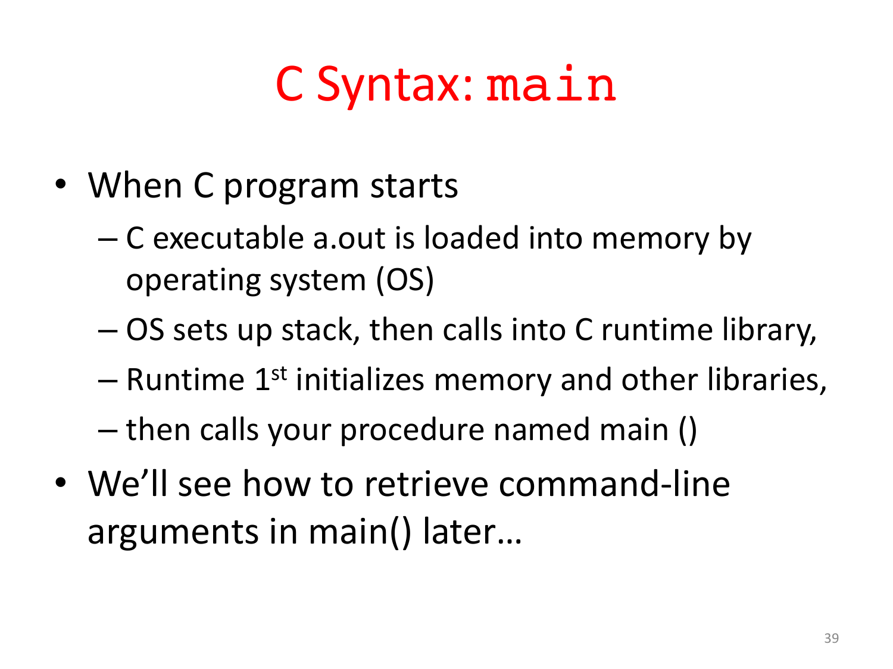# C Syntax: `main`

- When C program starts
  - C executable a.out is loaded into memory by operating system (OS)
  - OS sets up stack, then calls into C runtime library,
  - Runtime 1st initializes memory and other libraries,
  - then calls your procedure named main ()
- We'll see how to retrieve command-line arguments in main() later…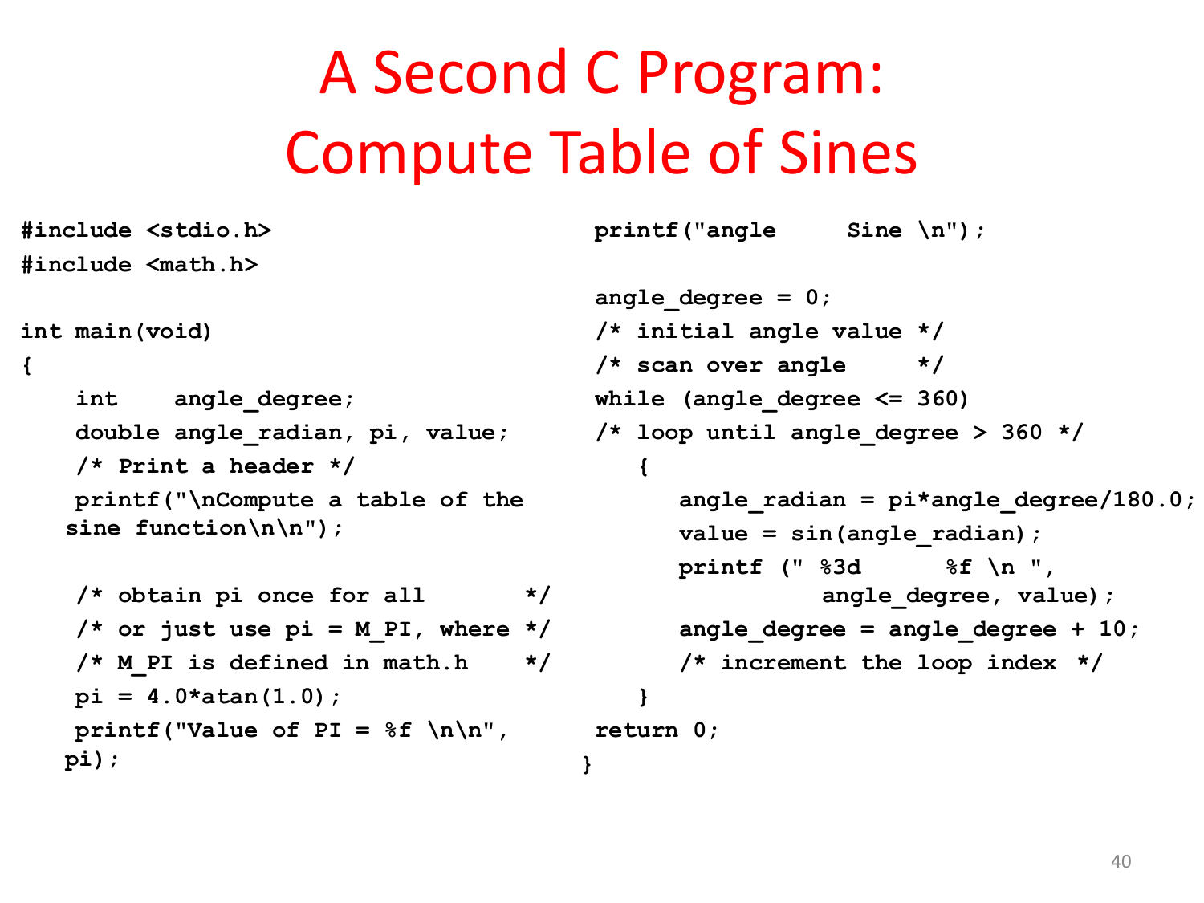# A Second C Program: Compute Table of Sines

```c
#include <stdio.h>
#include <math.h>

int main(void)
{
    int    angle_degree;
    double angle_radian, pi, value;
    /* Print a header */
    printf("\nCompute a table of the
   sine function\n\n");

    /* obtain pi once for all       */
    /* or just use pi = M_PI, where */
    /* M_PI is defined in math.h    */
    pi = 4.0*atan(1.0);
    printf("Value of PI = %f \n\n",
   pi);

 printf("angle     Sine \n");

 angle_degree = 0;
 /* initial angle value */
 /* scan over angle     */
 while (angle_degree <= 360)
 /* loop until angle_degree > 360 */
    {
       angle_radian = pi*angle_degree/180.0;
       value = sin(angle_radian);
       printf (" %3d      %f \n ",
                angle_degree, value);
       angle_degree = angle_degree + 10;
       /* increment the loop index */
    }
 return 0;
}
```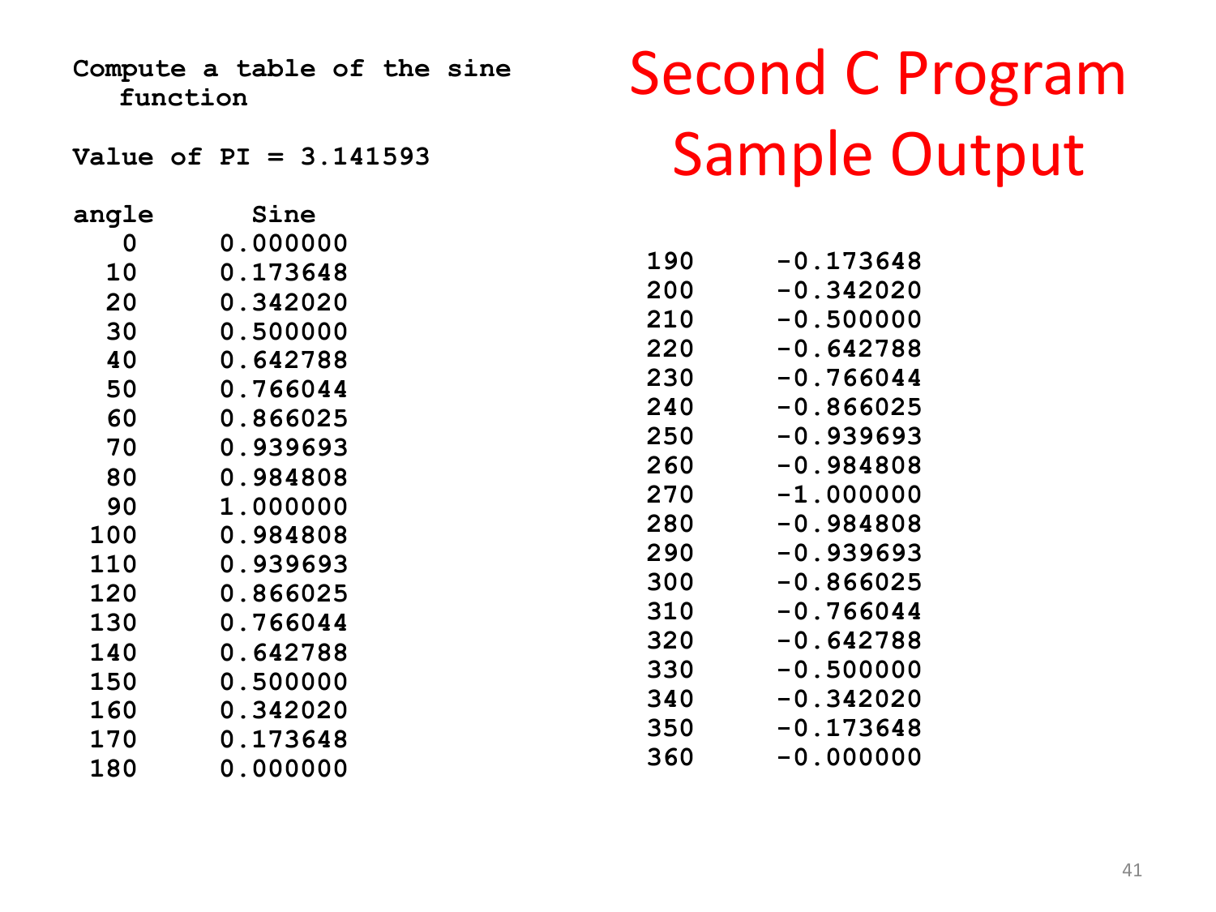# Second C Program Sample Output

```
Compute a table of the sine
   function

Value of PI = 3.141593

angle      Sine
  0      0.000000
 10      0.173648
 20      0.342020
 30      0.500000
 40      0.642788
 50      0.766044
 60      0.866025
 70      0.939693
 80      0.984808
 90      1.000000
100      0.984808
110      0.939693
120      0.866025
130      0.766044
140      0.642788
150      0.500000
160      0.342020
170      0.173648
180      0.000000
190      -0.173648
200      -0.342020
210      -0.500000
220      -0.642788
230      -0.766044
240      -0.866025
250      -0.939693
260      -0.984808
270      -1.000000
280      -0.984808
290      -0.939693
300      -0.866025
310      -0.766044
320      -0.642788
330      -0.500000
340      -0.342020
350      -0.173648
360      -0.000000
```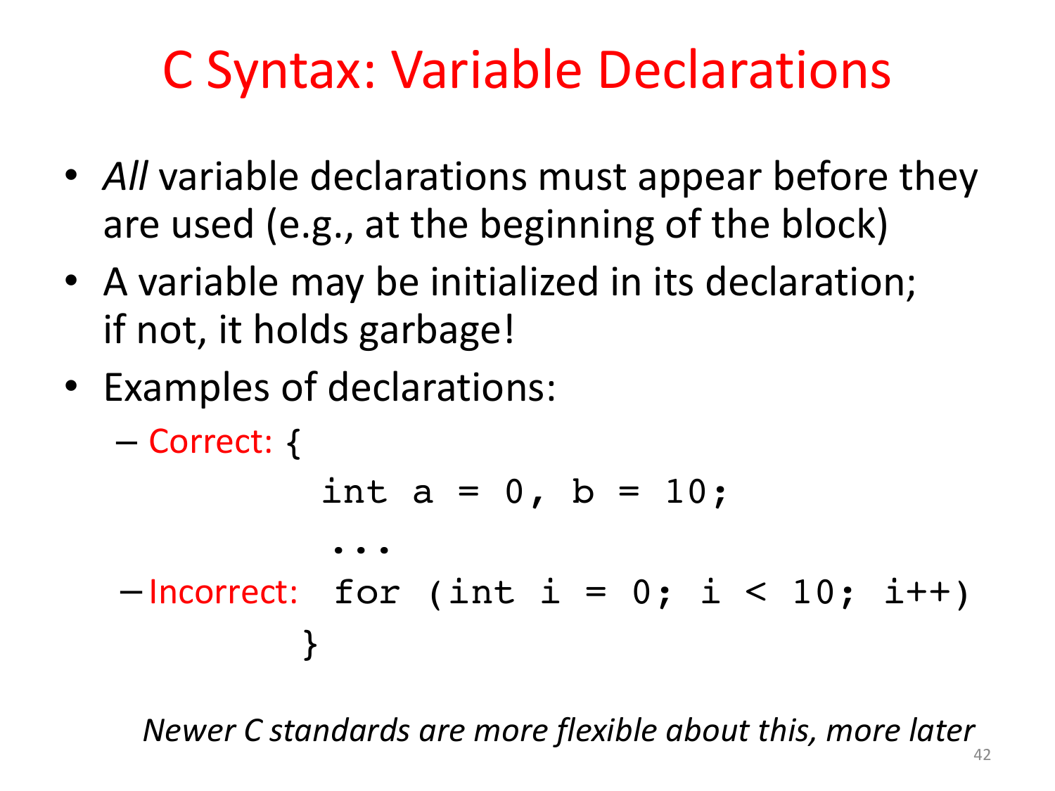# C Syntax: Variable Declarations

- *All* variable declarations must appear before they are used (e.g., at the beginning of the block)
- A variable may be initialized in its declaration; if not, it holds garbage!
- Examples of declarations:
  - Correct: `{`
    ```
    int a = 0, b = 10;
    ...
    ```
  - Incorrect:
    ```
    for (int i = 0; i < 10; i++)
    }
    ```

*Newer C standards are more flexible about this, more later*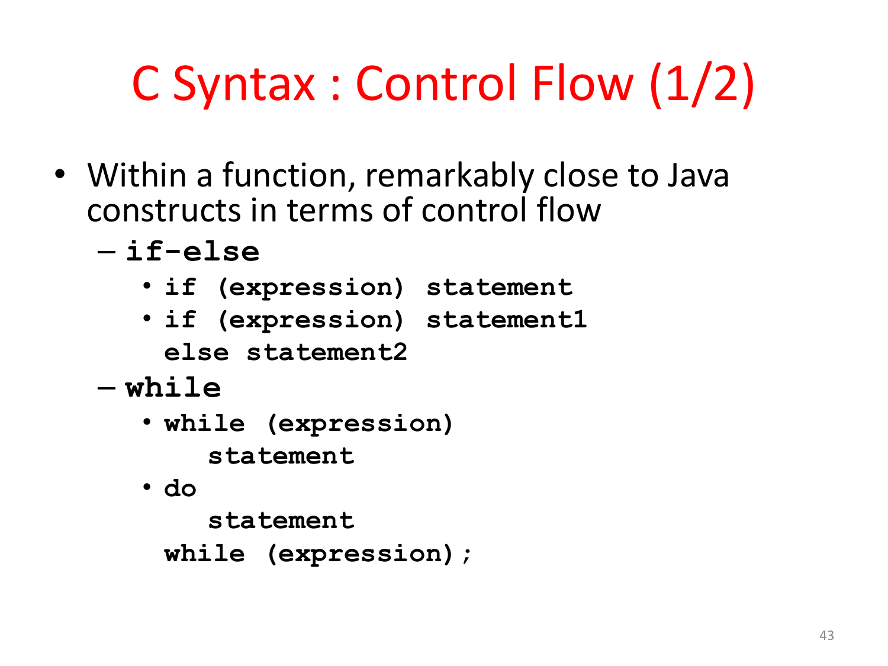# C Syntax : Control Flow (1/2)

- Within a function, remarkably close to Java constructs in terms of control flow
  - **if-else**
    - **if (expression) statement**
    - **if (expression) statement1 else statement2**
  - **while**
    - **while (expression) statement**
    - **do statement while (expression);**

```
if (expression) statement
```

```
if (expression) statement1
else statement2
```

```
while (expression)
    statement
```

```
do
    statement
while (expression);
```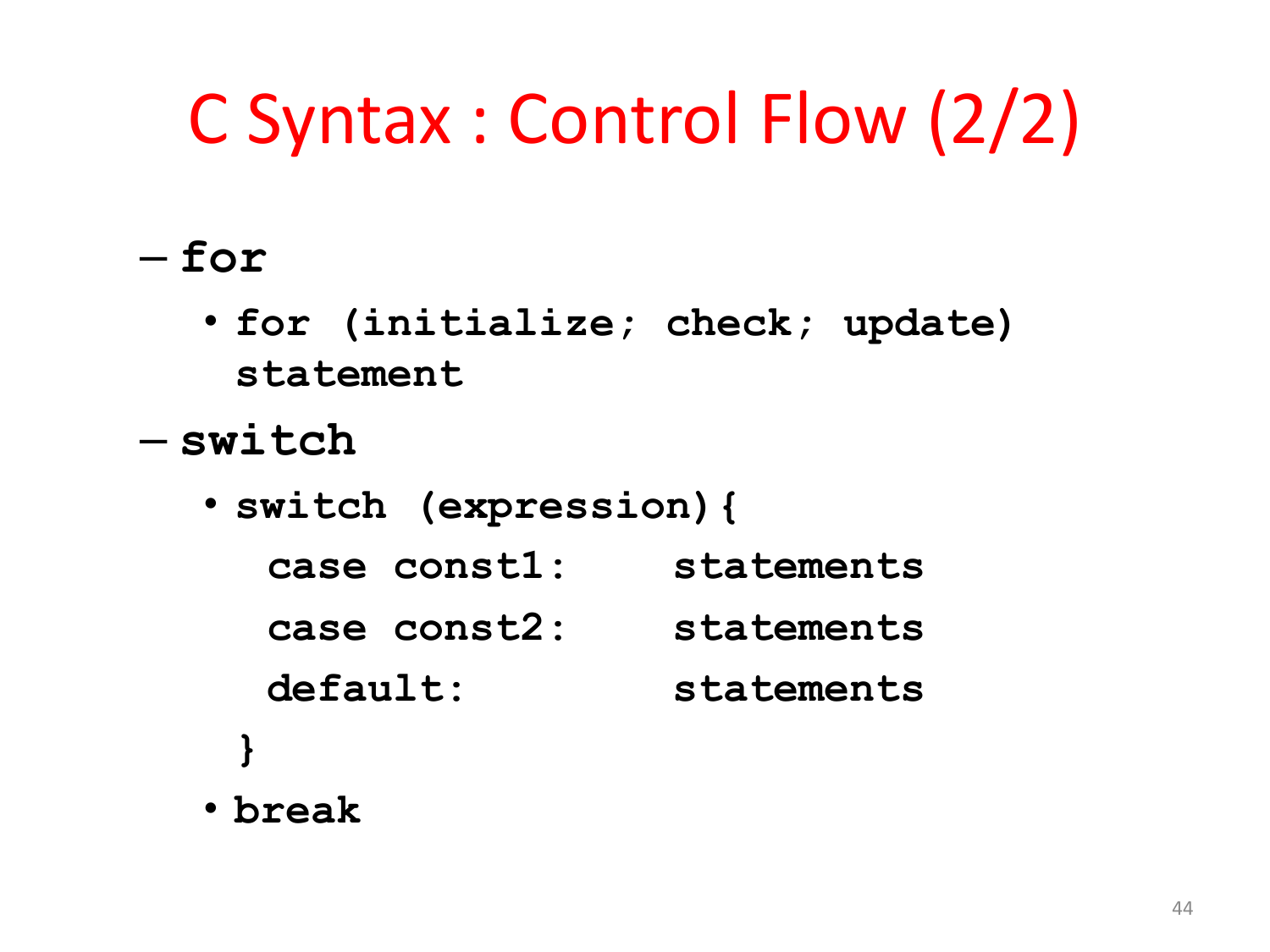# C Syntax : Control Flow (2/2)

- **for**
  - **for (initialize; check; update) statement**
- **switch**
  - **switch (expression){**

```
case const1:     statements
case const2:     statements
default:         statements
}
```

  - **break**